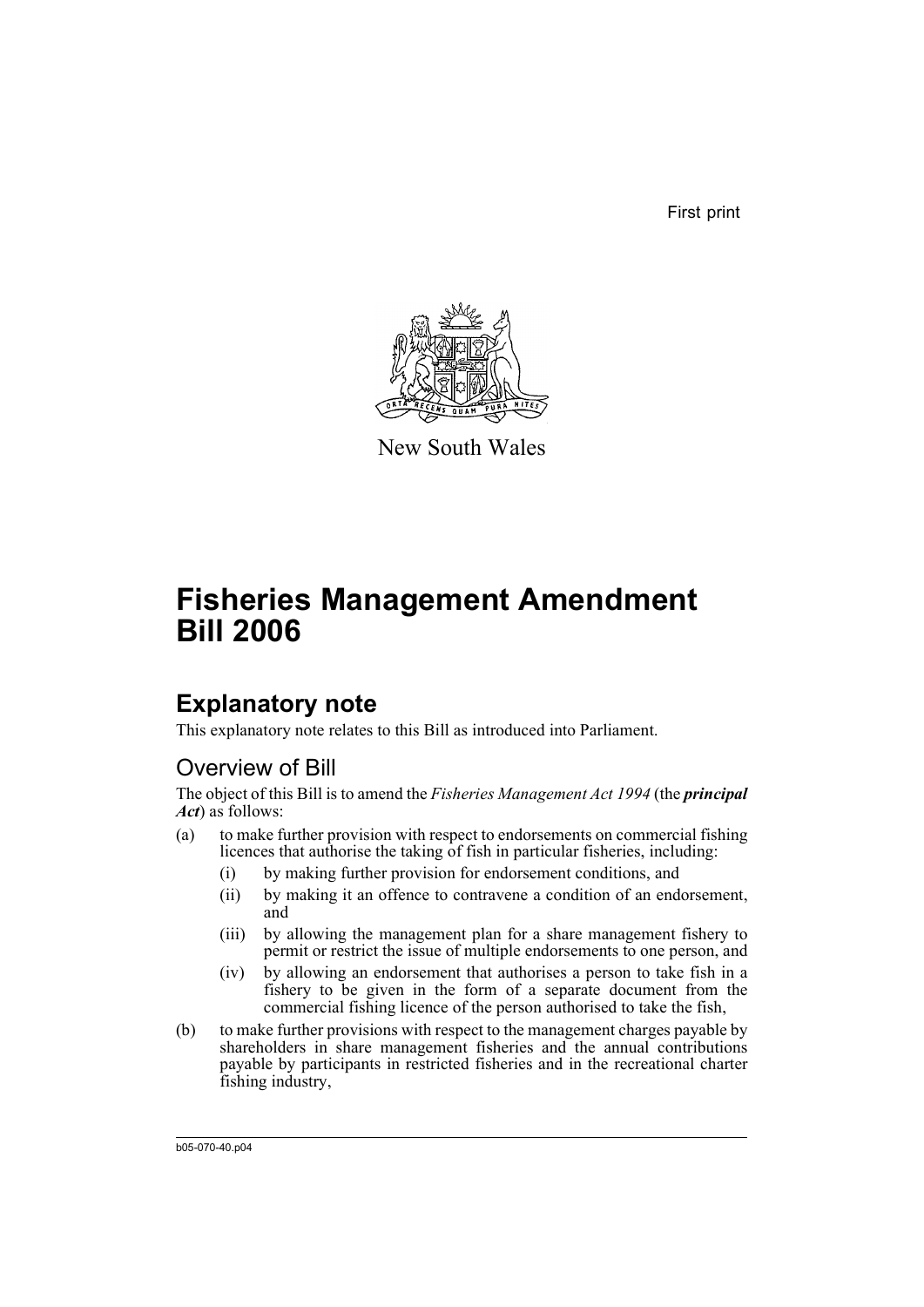First print

New South Wales

# Fisheries Management Amendment Bill 2006

## Explanatory note

This explanatory note relates to this Bill as introduced into Parliament.

### Overview of Bill

The object of this Bill is to amend the *Fisheries Management Act 1994* (the ***principal Act***) as follows:

(a) to make further provision with respect to endorsements on commercial fishing licences that authorise the taking of fish in particular fisheries, including:

- (i) by making further provision for endorsement conditions, and
- (ii) by making it an offence to contravene a condition of an endorsement, and
- (iii) by allowing the management plan for a share management fishery to permit or restrict the issue of multiple endorsements to one person, and
- (iv) by allowing an endorsement that authorises a person to take fish in a fishery to be given in the form of a separate document from the commercial fishing licence of the person authorised to take the fish,

(b) to make further provisions with respect to the management charges payable by shareholders in share management fisheries and the annual contributions payable by participants in restricted fisheries and in the recreational charter fishing industry,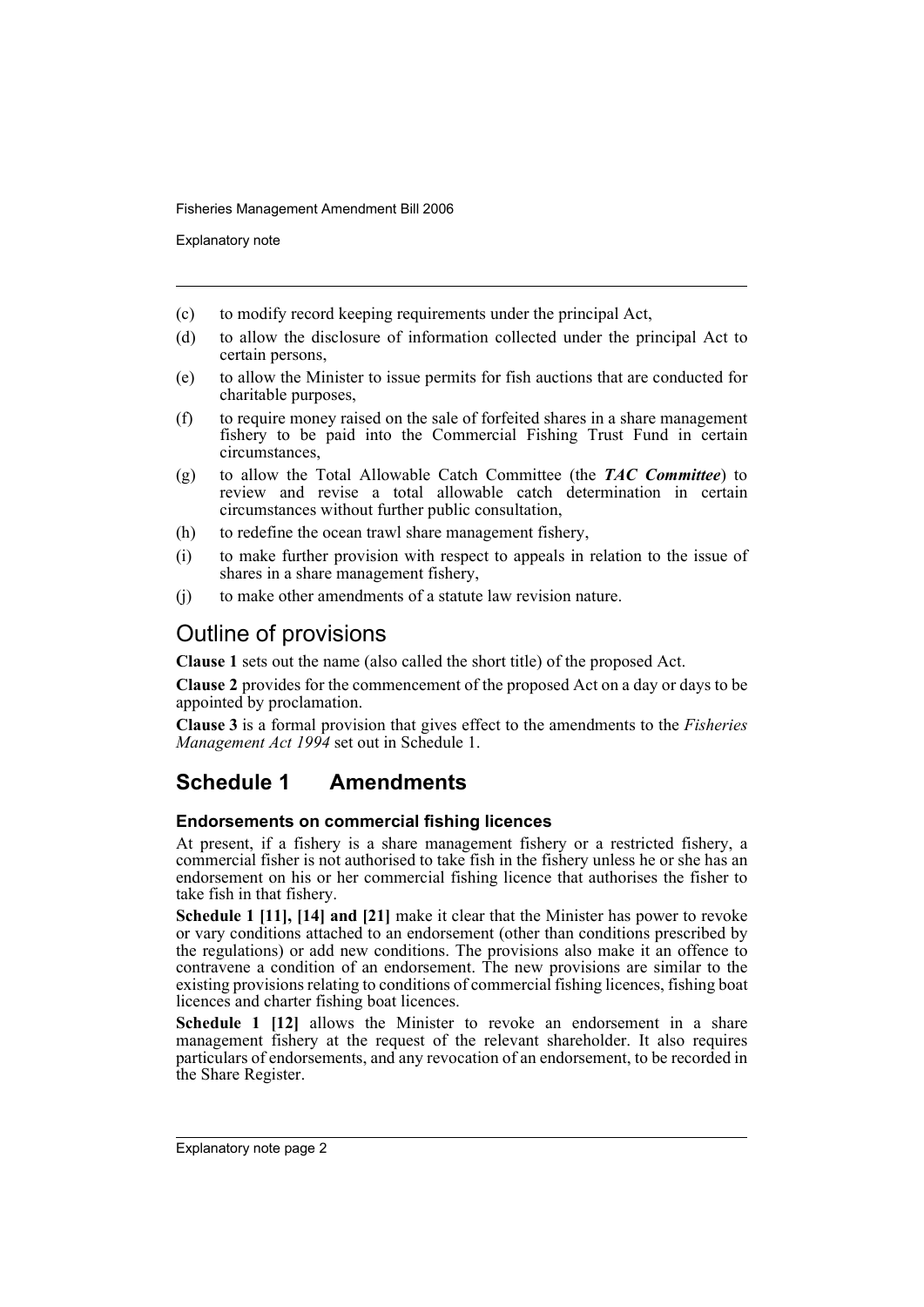(c) to modify record keeping requirements under the principal Act,

(d) to allow the disclosure of information collected under the principal Act to certain persons,

(e) to allow the Minister to issue permits for fish auctions that are conducted for charitable purposes,

(f) to require money raised on the sale of forfeited shares in a share management fishery to be paid into the Commercial Fishing Trust Fund in certain circumstances,

(g) to allow the Total Allowable Catch Committee (the ***TAC Committee***) to review and revise a total allowable catch determination in certain circumstances without further public consultation,

(h) to redefine the ocean trawl share management fishery,

(i) to make further provision with respect to appeals in relation to the issue of shares in a share management fishery,

(j) to make other amendments of a statute law revision nature.

## Outline of provisions

**Clause 1** sets out the name (also called the short title) of the proposed Act.

**Clause 2** provides for the commencement of the proposed Act on a day or days to be appointed by proclamation.

**Clause 3** is a formal provision that gives effect to the amendments to the *Fisheries Management Act 1994* set out in Schedule 1.

## Schedule 1 Amendments

### Endorsements on commercial fishing licences

At present, if a fishery is a share management fishery or a restricted fishery, a commercial fisher is not authorised to take fish in the fishery unless he or she has an endorsement on his or her commercial fishing licence that authorises the fisher to take fish in that fishery.

**Schedule 1 [11], [14] and [21]** make it clear that the Minister has power to revoke or vary conditions attached to an endorsement (other than conditions prescribed by the regulations) or add new conditions. The provisions also make it an offence to contravene a condition of an endorsement. The new provisions are similar to the existing provisions relating to conditions of commercial fishing licences, fishing boat licences and charter fishing boat licences.

**Schedule 1 [12]** allows the Minister to revoke an endorsement in a share management fishery at the request of the relevant shareholder. It also requires particulars of endorsements, and any revocation of an endorsement, to be recorded in the Share Register.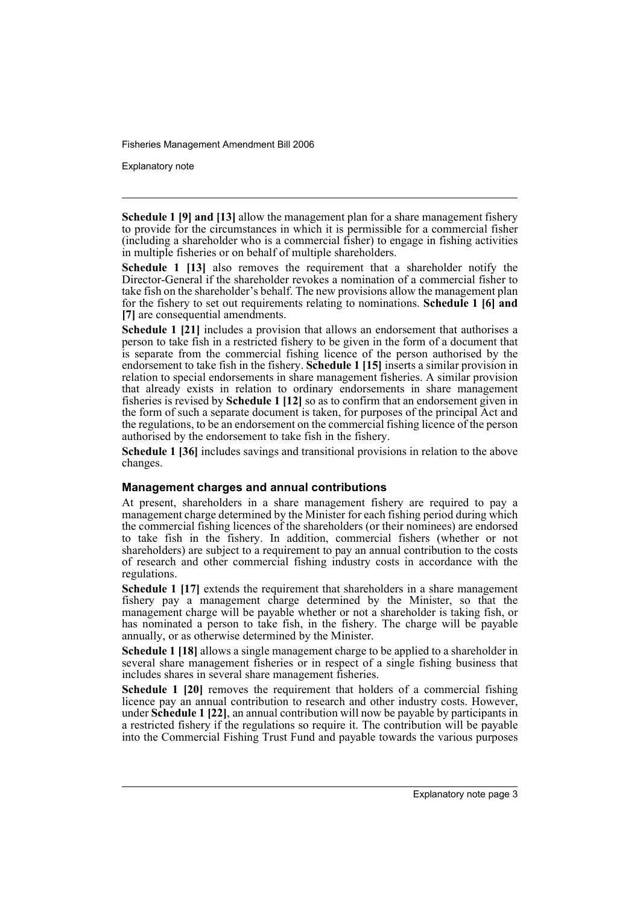**Schedule 1 [9] and [13]** allow the management plan for a share management fishery to provide for the circumstances in which it is permissible for a commercial fisher (including a shareholder who is a commercial fisher) to engage in fishing activities in multiple fisheries or on behalf of multiple shareholders.

**Schedule 1 [13]** also removes the requirement that a shareholder notify the Director-General if the shareholder revokes a nomination of a commercial fisher to take fish on the shareholder's behalf. The new provisions allow the management plan for the fishery to set out requirements relating to nominations. **Schedule 1 [6] and [7]** are consequential amendments.

**Schedule 1 [21]** includes a provision that allows an endorsement that authorises a person to take fish in a restricted fishery to be given in the form of a document that is separate from the commercial fishing licence of the person authorised by the endorsement to take fish in the fishery. **Schedule 1 [15]** inserts a similar provision in relation to special endorsements in share management fisheries. A similar provision that already exists in relation to ordinary endorsements in share management fisheries is revised by **Schedule 1 [12]** so as to confirm that an endorsement given in the form of such a separate document is taken, for purposes of the principal Act and the regulations, to be an endorsement on the commercial fishing licence of the person authorised by the endorsement to take fish in the fishery.

**Schedule 1 [36]** includes savings and transitional provisions in relation to the above changes.

### Management charges and annual contributions

At present, shareholders in a share management fishery are required to pay a management charge determined by the Minister for each fishing period during which the commercial fishing licences of the shareholders (or their nominees) are endorsed to take fish in the fishery. In addition, commercial fishers (whether or not shareholders) are subject to a requirement to pay an annual contribution to the costs of research and other commercial fishing industry costs in accordance with the regulations.

**Schedule 1 [17]** extends the requirement that shareholders in a share management fishery pay a management charge determined by the Minister, so that the management charge will be payable whether or not a shareholder is taking fish, or has nominated a person to take fish, in the fishery. The charge will be payable annually, or as otherwise determined by the Minister.

**Schedule 1 [18]** allows a single management charge to be applied to a shareholder in several share management fisheries or in respect of a single fishing business that includes shares in several share management fisheries.

**Schedule 1 [20]** removes the requirement that holders of a commercial fishing licence pay an annual contribution to research and other industry costs. However, under **Schedule 1 [22]**, an annual contribution will now be payable by participants in a restricted fishery if the regulations so require it. The contribution will be payable into the Commercial Fishing Trust Fund and payable towards the various purposes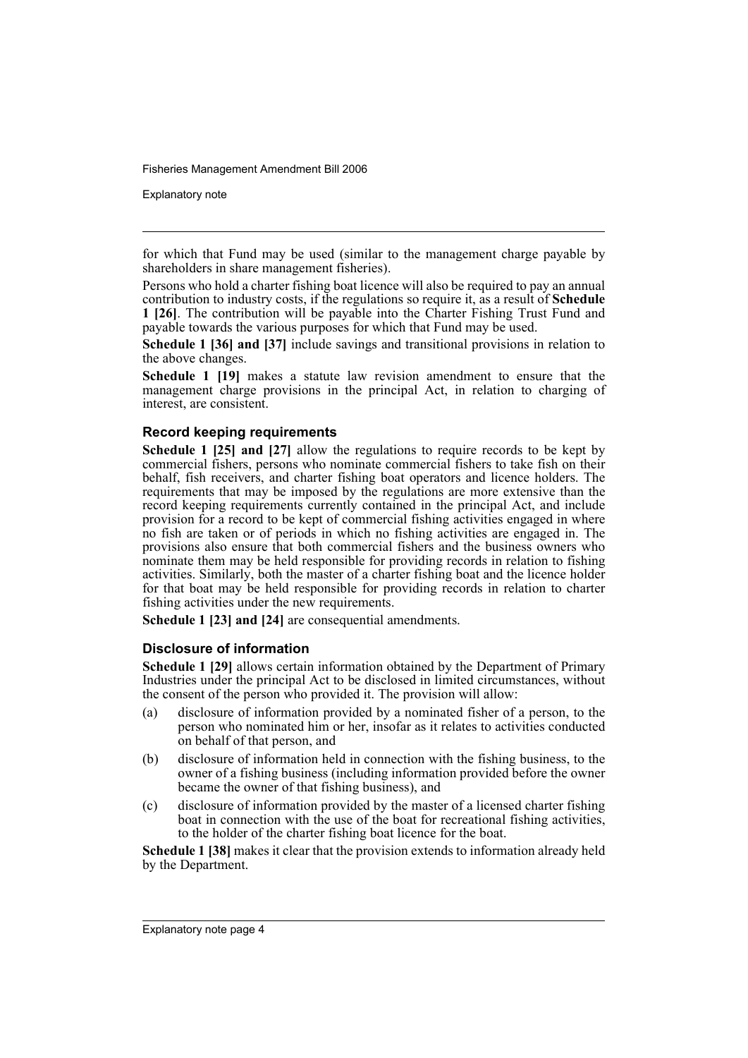for which that Fund may be used (similar to the management charge payable by shareholders in share management fisheries).

Persons who hold a charter fishing boat licence will also be required to pay an annual contribution to industry costs, if the regulations so require it, as a result of **Schedule 1 [26]**. The contribution will be payable into the Charter Fishing Trust Fund and payable towards the various purposes for which that Fund may be used.

**Schedule 1 [36] and [37]** include savings and transitional provisions in relation to the above changes.

**Schedule 1 [19]** makes a statute law revision amendment to ensure that the management charge provisions in the principal Act, in relation to charging of interest, are consistent.

### Record keeping requirements

**Schedule 1 [25] and [27]** allow the regulations to require records to be kept by commercial fishers, persons who nominate commercial fishers to take fish on their behalf, fish receivers, and charter fishing boat operators and licence holders. The requirements that may be imposed by the regulations are more extensive than the record keeping requirements currently contained in the principal Act, and include provision for a record to be kept of commercial fishing activities engaged in where no fish are taken or of periods in which no fishing activities are engaged in. The provisions also ensure that both commercial fishers and the business owners who nominate them may be held responsible for providing records in relation to fishing activities. Similarly, both the master of a charter fishing boat and the licence holder for that boat may be held responsible for providing records in relation to charter fishing activities under the new requirements.

**Schedule 1 [23] and [24]** are consequential amendments.

### Disclosure of information

**Schedule 1 [29]** allows certain information obtained by the Department of Primary Industries under the principal Act to be disclosed in limited circumstances, without the consent of the person who provided it. The provision will allow:

(a) disclosure of information provided by a nominated fisher of a person, to the person who nominated him or her, insofar as it relates to activities conducted on behalf of that person, and

(b) disclosure of information held in connection with the fishing business, to the owner of a fishing business (including information provided before the owner became the owner of that fishing business), and

(c) disclosure of information provided by the master of a licensed charter fishing boat in connection with the use of the boat for recreational fishing activities, to the holder of the charter fishing boat licence for the boat.

**Schedule 1 [38]** makes it clear that the provision extends to information already held by the Department.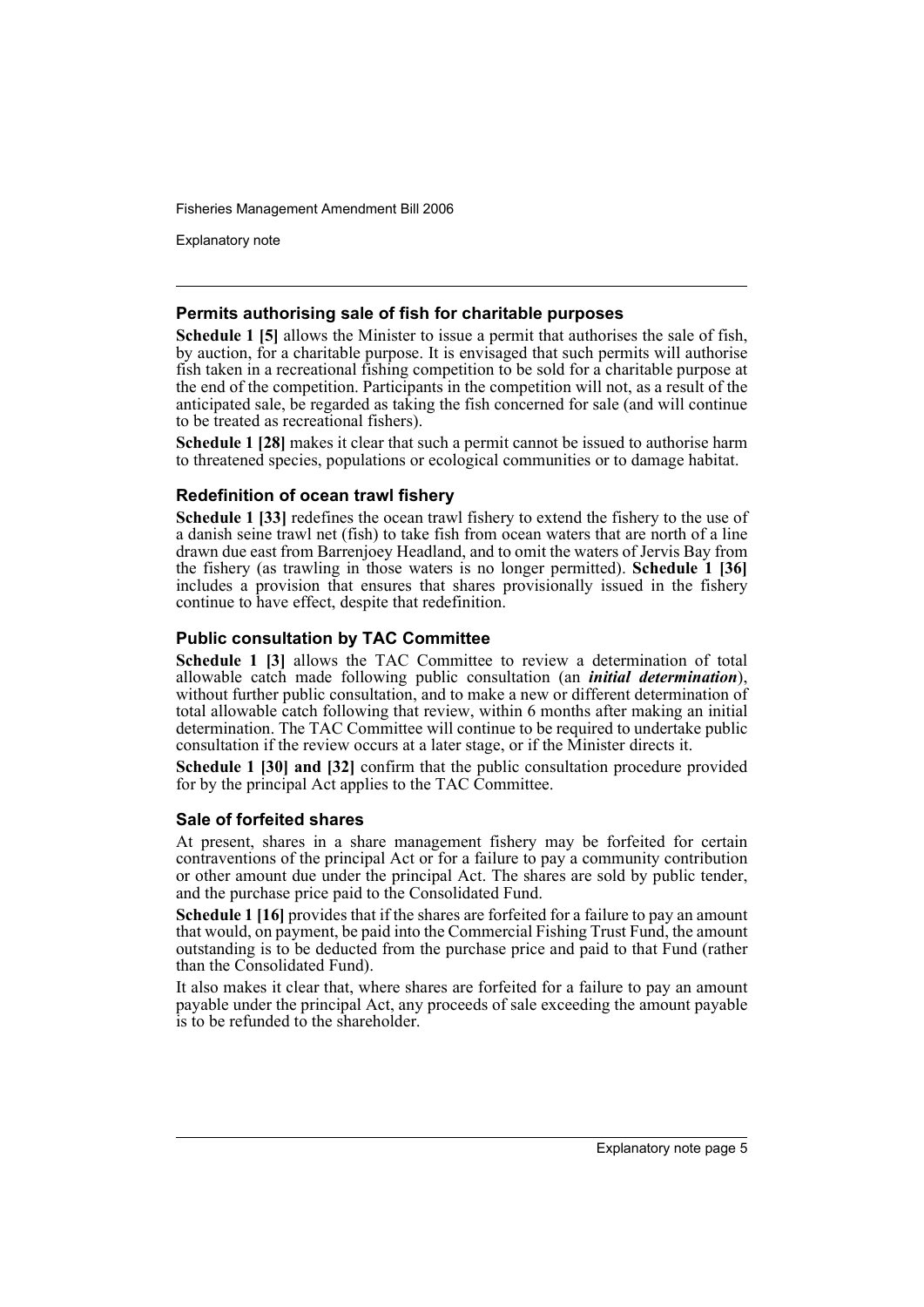### Permits authorising sale of fish for charitable purposes

**Schedule 1 [5]** allows the Minister to issue a permit that authorises the sale of fish, by auction, for a charitable purpose. It is envisaged that such permits will authorise fish taken in a recreational fishing competition to be sold for a charitable purpose at the end of the competition. Participants in the competition will not, as a result of the anticipated sale, be regarded as taking the fish concerned for sale (and will continue to be treated as recreational fishers).

**Schedule 1 [28]** makes it clear that such a permit cannot be issued to authorise harm to threatened species, populations or ecological communities or to damage habitat.

### Redefinition of ocean trawl fishery

**Schedule 1 [33]** redefines the ocean trawl fishery to extend the fishery to the use of a danish seine trawl net (fish) to take fish from ocean waters that are north of a line drawn due east from Barrenjoey Headland, and to omit the waters of Jervis Bay from the fishery (as trawling in those waters is no longer permitted). **Schedule 1 [36]** includes a provision that ensures that shares provisionally issued in the fishery continue to have effect, despite that redefinition.

### Public consultation by TAC Committee

**Schedule 1 [3]** allows the TAC Committee to review a determination of total allowable catch made following public consultation (an ***initial determination***), without further public consultation, and to make a new or different determination of total allowable catch following that review, within 6 months after making an initial determination. The TAC Committee will continue to be required to undertake public consultation if the review occurs at a later stage, or if the Minister directs it.

**Schedule 1 [30] and [32]** confirm that the public consultation procedure provided for by the principal Act applies to the TAC Committee.

### Sale of forfeited shares

At present, shares in a share management fishery may be forfeited for certain contraventions of the principal Act or for a failure to pay a community contribution or other amount due under the principal Act. The shares are sold by public tender, and the purchase price paid to the Consolidated Fund.

**Schedule 1 [16]** provides that if the shares are forfeited for a failure to pay an amount that would, on payment, be paid into the Commercial Fishing Trust Fund, the amount outstanding is to be deducted from the purchase price and paid to that Fund (rather than the Consolidated Fund).

It also makes it clear that, where shares are forfeited for a failure to pay an amount payable under the principal Act, any proceeds of sale exceeding the amount payable is to be refunded to the shareholder.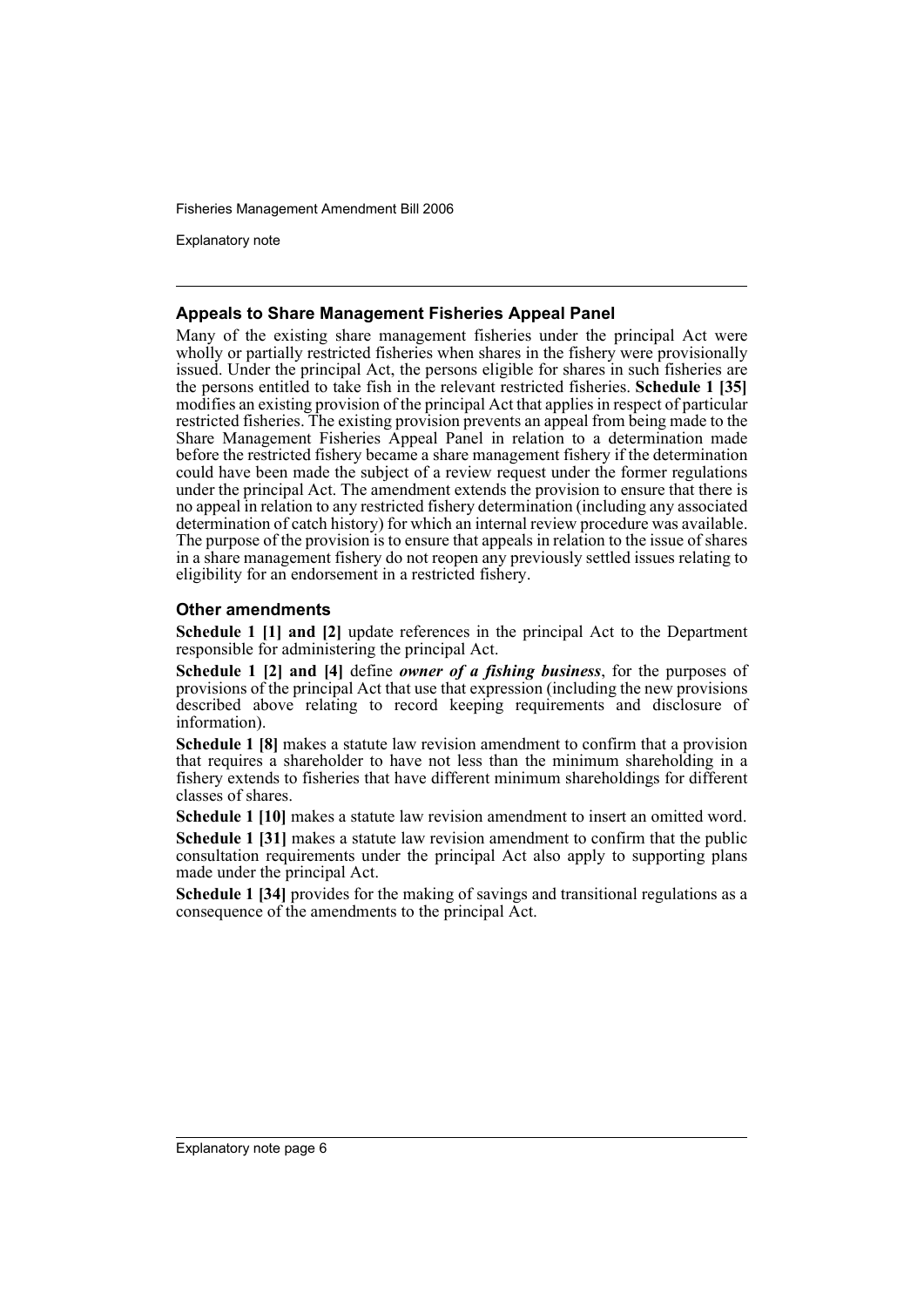### Appeals to Share Management Fisheries Appeal Panel

Many of the existing share management fisheries under the principal Act were wholly or partially restricted fisheries when shares in the fishery were provisionally issued. Under the principal Act, the persons eligible for shares in such fisheries are the persons entitled to take fish in the relevant restricted fisheries. **Schedule 1 [35]** modifies an existing provision of the principal Act that applies in respect of particular restricted fisheries. The existing provision prevents an appeal from being made to the Share Management Fisheries Appeal Panel in relation to a determination made before the restricted fishery became a share management fishery if the determination could have been made the subject of a review request under the former regulations under the principal Act. The amendment extends the provision to ensure that there is no appeal in relation to any restricted fishery determination (including any associated determination of catch history) for which an internal review procedure was available. The purpose of the provision is to ensure that appeals in relation to the issue of shares in a share management fishery do not reopen any previously settled issues relating to eligibility for an endorsement in a restricted fishery.

### Other amendments

**Schedule 1 [1] and [2]** update references in the principal Act to the Department responsible for administering the principal Act.

**Schedule 1 [2] and [4]** define ***owner of a fishing business***, for the purposes of provisions of the principal Act that use that expression (including the new provisions described above relating to record keeping requirements and disclosure of information).

**Schedule 1 [8]** makes a statute law revision amendment to confirm that a provision that requires a shareholder to have not less than the minimum shareholding in a fishery extends to fisheries that have different minimum shareholdings for different classes of shares.

**Schedule 1 [10]** makes a statute law revision amendment to insert an omitted word.

**Schedule 1 [31]** makes a statute law revision amendment to confirm that the public consultation requirements under the principal Act also apply to supporting plans made under the principal Act.

**Schedule 1 [34]** provides for the making of savings and transitional regulations as a consequence of the amendments to the principal Act.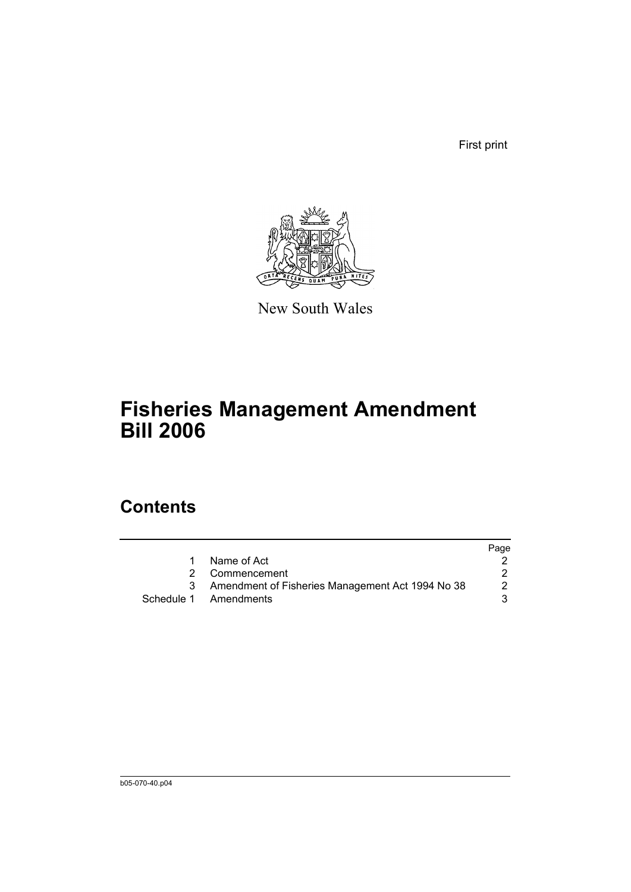First print

New South Wales

# Fisheries Management Amendment Bill 2006

## Contents

| | | Page |
|---|---|---|
| 1 | Name of Act | 2 |
| 2 | Commencement | 2 |
| 3 | Amendment of Fisheries Management Act 1994 No 38 | 2 |
| Schedule 1 | Amendments | 3 |

b05-070-40.p04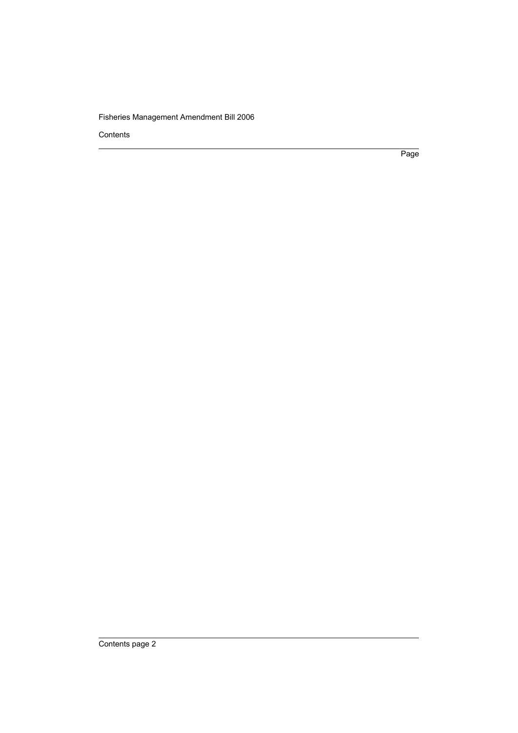Contents

Page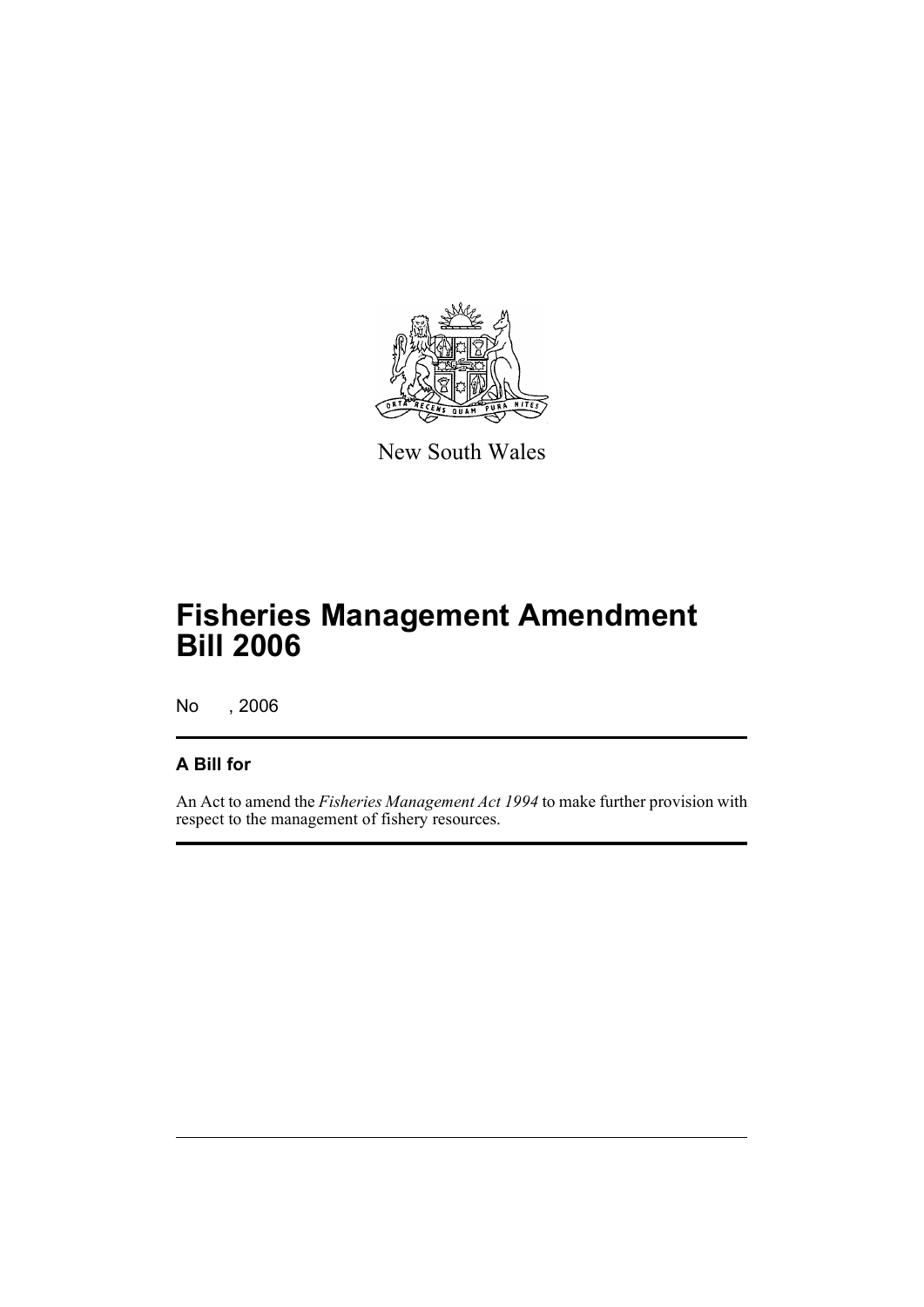New South Wales

# Fisheries Management Amendment Bill 2006

No , 2006

## A Bill for

An Act to amend the *Fisheries Management Act 1994* to make further provision with respect to the management of fishery resources.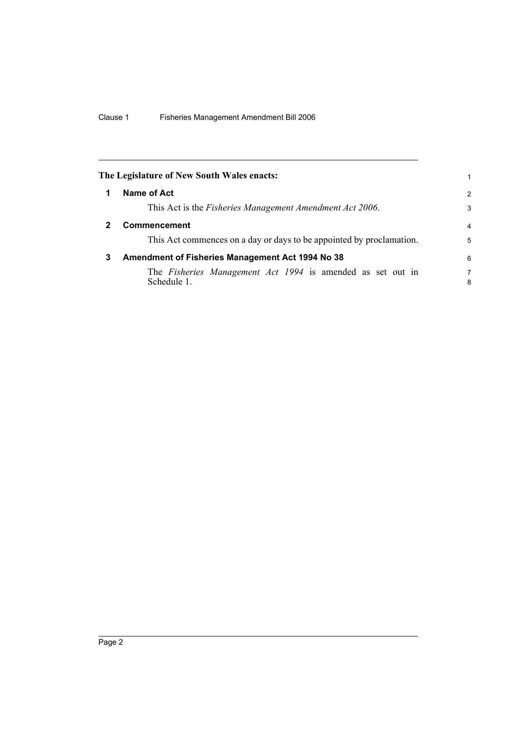**The Legislature of New South Wales enacts:**

## 1 Name of Act

This Act is the *Fisheries Management Amendment Act 2006*.

## 2 Commencement

This Act commences on a day or days to be appointed by proclamation.

## 3 Amendment of Fisheries Management Act 1994 No 38

The *Fisheries Management Act 1994* is amended as set out in Schedule 1.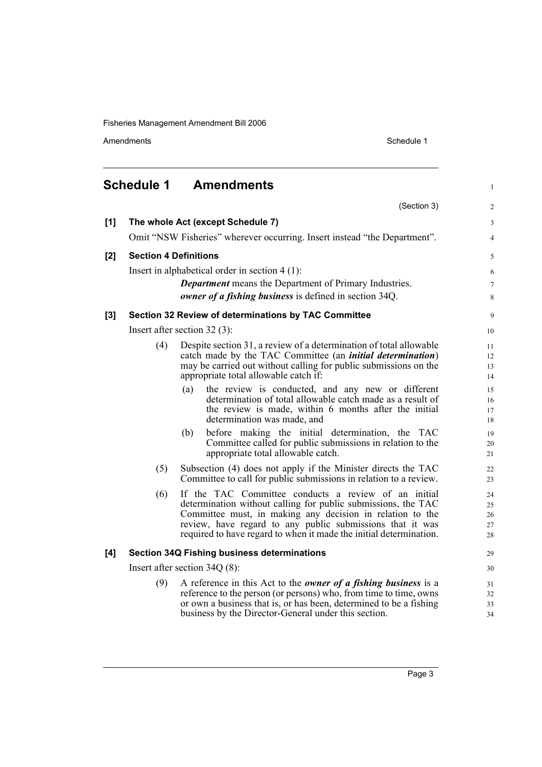## Schedule 1 Amendments

(Section 3)

**[1] The whole Act (except Schedule 7)**

Omit "NSW Fisheries" wherever occurring. Insert instead "the Department".

**[2] Section 4 Definitions**

Insert in alphabetical order in section 4 (1):

> ***Department*** means the Department of Primary Industries.
>
> ***owner of a fishing business*** is defined in section 34Q.

**[3] Section 32 Review of determinations by TAC Committee**

Insert after section 32 (3):

> (4) Despite section 31, a review of a determination of total allowable catch made by the TAC Committee (an ***initial determination***) may be carried out without calling for public submissions on the appropriate total allowable catch if:
>
> (a) the review is conducted, and any new or different determination of total allowable catch made as a result of the review is made, within 6 months after the initial determination was made, and
>
> (b) before making the initial determination, the TAC Committee called for public submissions in relation to the appropriate total allowable catch.
>
> (5) Subsection (4) does not apply if the Minister directs the TAC Committee to call for public submissions in relation to a review.
>
> (6) If the TAC Committee conducts a review of an initial determination without calling for public submissions, the TAC Committee must, in making any decision in relation to the review, have regard to any public submissions that it was required to have regard to when it made the initial determination.

**[4] Section 34Q Fishing business determinations**

Insert after section 34Q (8):

> (9) A reference in this Act to the ***owner of a fishing business*** is a reference to the person (or persons) who, from time to time, owns or own a business that is, or has been, determined to be a fishing business by the Director-General under this section.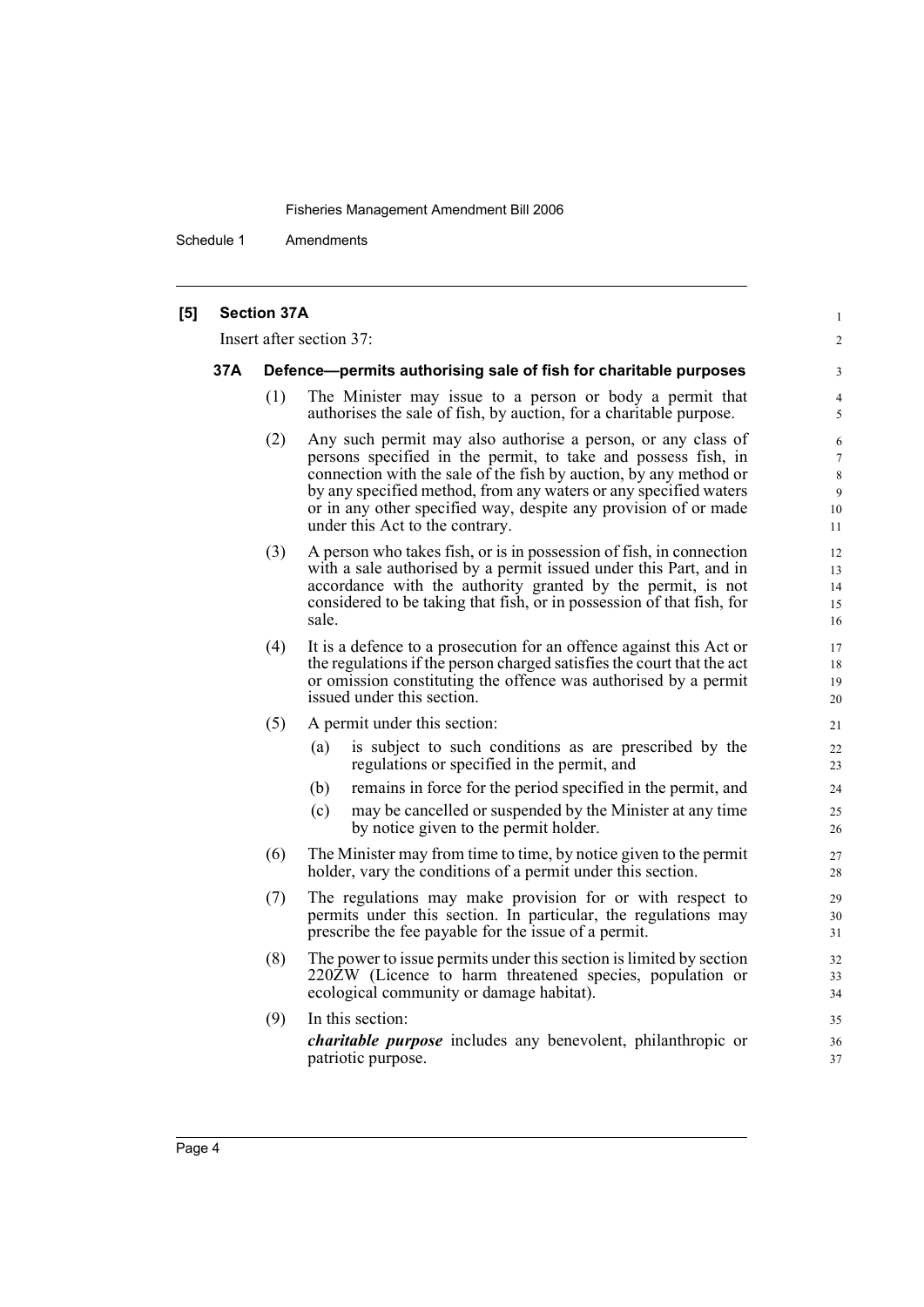**[5] Section 37A**

Insert after section 37:

**37A Defence—permits authorising sale of fish for charitable purposes**

(1) The Minister may issue to a person or body a permit that authorises the sale of fish, by auction, for a charitable purpose.

(2) Any such permit may also authorise a person, or any class of persons specified in the permit, to take and possess fish, in connection with the sale of the fish by auction, by any method or by any specified method, from any waters or any specified waters or in any other specified way, despite any provision of or made under this Act to the contrary.

(3) A person who takes fish, or is in possession of fish, in connection with a sale authorised by a permit issued under this Part, and in accordance with the authority granted by the permit, is not considered to be taking that fish, or in possession of that fish, for sale.

(4) It is a defence to a prosecution for an offence against this Act or the regulations if the person charged satisfies the court that the act or omission constituting the offence was authorised by a permit issued under this section.

(5) A permit under this section:

(a) is subject to such conditions as are prescribed by the regulations or specified in the permit, and

(b) remains in force for the period specified in the permit, and

(c) may be cancelled or suspended by the Minister at any time by notice given to the permit holder.

(6) The Minister may from time to time, by notice given to the permit holder, vary the conditions of a permit under this section.

(7) The regulations may make provision for or with respect to permits under this section. In particular, the regulations may prescribe the fee payable for the issue of a permit.

(8) The power to issue permits under this section is limited by section 220ZW (Licence to harm threatened species, population or ecological community or damage habitat).

(9) In this section:

***charitable purpose*** includes any benevolent, philanthropic or patriotic purpose.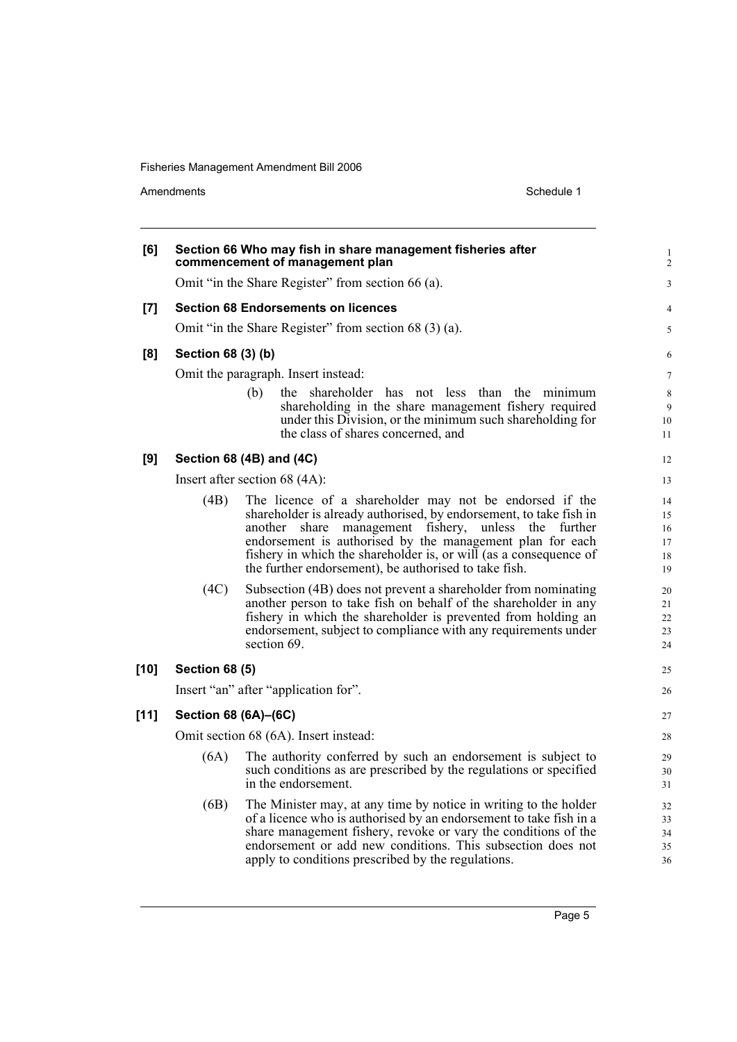**[6] Section 66 Who may fish in share management fisheries after commencement of management plan**

Omit "in the Share Register" from section 66 (a).

**[7] Section 68 Endorsements on licences**

Omit "in the Share Register" from section 68 (3) (a).

**[8] Section 68 (3) (b)**

Omit the paragraph. Insert instead:

(b) the shareholder has not less than the minimum shareholding in the share management fishery required under this Division, or the minimum such shareholding for the class of shares concerned, and

**[9] Section 68 (4B) and (4C)**

Insert after section 68 (4A):

(4B) The licence of a shareholder may not be endorsed if the shareholder is already authorised, by endorsement, to take fish in another share management fishery, unless the further endorsement is authorised by the management plan for each fishery in which the shareholder is, or will (as a consequence of the further endorsement), be authorised to take fish.

(4C) Subsection (4B) does not prevent a shareholder from nominating another person to take fish on behalf of the shareholder in any fishery in which the shareholder is prevented from holding an endorsement, subject to compliance with any requirements under section 69.

**[10] Section 68 (5)**

Insert "an" after "application for".

**[11] Section 68 (6A)–(6C)**

Omit section 68 (6A). Insert instead:

(6A) The authority conferred by such an endorsement is subject to such conditions as are prescribed by the regulations or specified in the endorsement.

(6B) The Minister may, at any time by notice in writing to the holder of a licence who is authorised by an endorsement to take fish in a share management fishery, revoke or vary the conditions of the endorsement or add new conditions. This subsection does not apply to conditions prescribed by the regulations.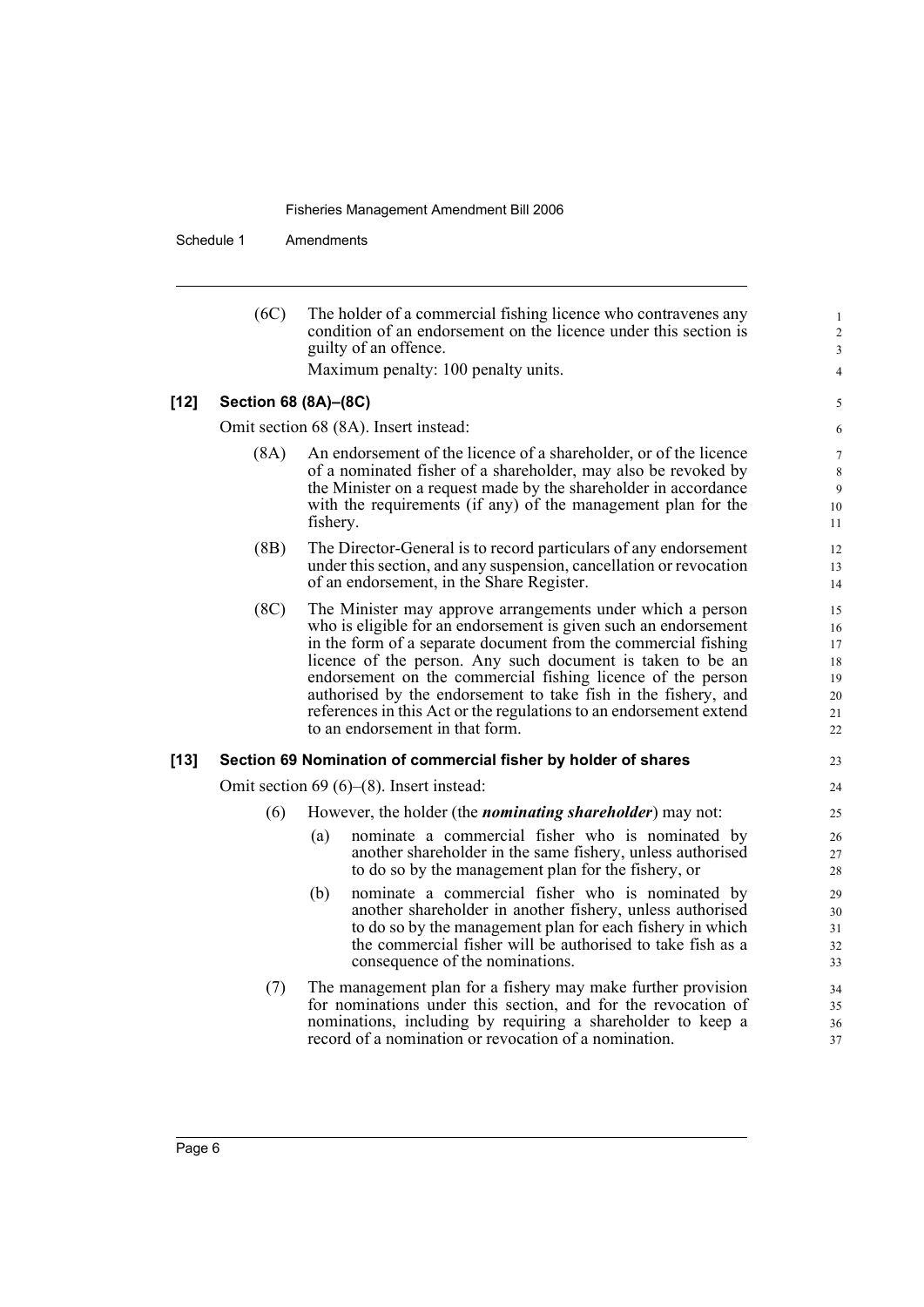(6C) The holder of a commercial fishing licence who contravenes any condition of an endorsement on the licence under this section is guilty of an offence.

Maximum penalty: 100 penalty units.

**[12] Section 68 (8A)–(8C)**

Omit section 68 (8A). Insert instead:

(8A) An endorsement of the licence of a shareholder, or of the licence of a nominated fisher of a shareholder, may also be revoked by the Minister on a request made by the shareholder in accordance with the requirements (if any) of the management plan for the fishery.

(8B) The Director-General is to record particulars of any endorsement under this section, and any suspension, cancellation or revocation of an endorsement, in the Share Register.

(8C) The Minister may approve arrangements under which a person who is eligible for an endorsement is given such an endorsement in the form of a separate document from the commercial fishing licence of the person. Any such document is taken to be an endorsement on the commercial fishing licence of the person authorised by the endorsement to take fish in the fishery, and references in this Act or the regulations to an endorsement extend to an endorsement in that form.

**[13] Section 69 Nomination of commercial fisher by holder of shares**

Omit section 69 (6)–(8). Insert instead:

(6) However, the holder (the ***nominating shareholder***) may not:

(a) nominate a commercial fisher who is nominated by another shareholder in the same fishery, unless authorised to do so by the management plan for the fishery, or

(b) nominate a commercial fisher who is nominated by another shareholder in another fishery, unless authorised to do so by the management plan for each fishery in which the commercial fisher will be authorised to take fish as a consequence of the nominations.

(7) The management plan for a fishery may make further provision for nominations under this section, and for the revocation of nominations, including by requiring a shareholder to keep a record of a nomination or revocation of a nomination.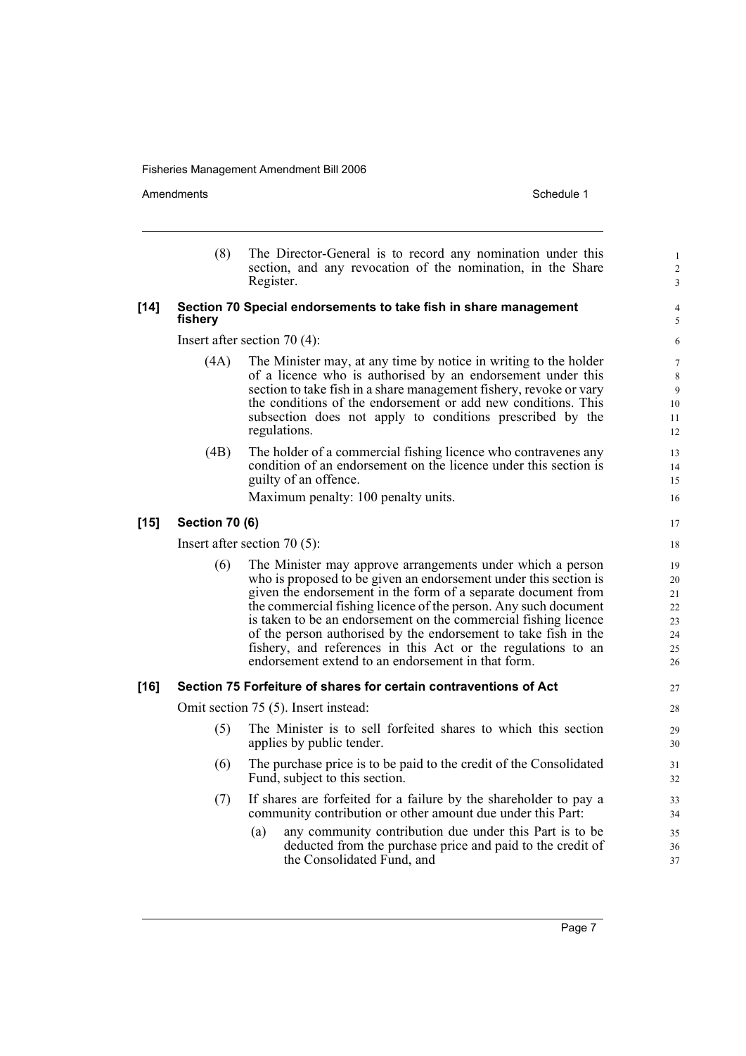(8) The Director-General is to record any nomination under this section, and any revocation of the nomination, in the Share Register.

**[14] Section 70 Special endorsements to take fish in share management fishery**

Insert after section 70 (4):

(4A) The Minister may, at any time by notice in writing to the holder of a licence who is authorised by an endorsement under this section to take fish in a share management fishery, revoke or vary the conditions of the endorsement or add new conditions. This subsection does not apply to conditions prescribed by the regulations.

(4B) The holder of a commercial fishing licence who contravenes any condition of an endorsement on the licence under this section is guilty of an offence.

Maximum penalty: 100 penalty units.

**[15] Section 70 (6)**

Insert after section 70 (5):

(6) The Minister may approve arrangements under which a person who is proposed to be given an endorsement under this section is given the endorsement in the form of a separate document from the commercial fishing licence of the person. Any such document is taken to be an endorsement on the commercial fishing licence of the person authorised by the endorsement to take fish in the fishery, and references in this Act or the regulations to an endorsement extend to an endorsement in that form.

**[16] Section 75 Forfeiture of shares for certain contraventions of Act**

Omit section 75 (5). Insert instead:

(5) The Minister is to sell forfeited shares to which this section applies by public tender.

(6) The purchase price is to be paid to the credit of the Consolidated Fund, subject to this section.

(7) If shares are forfeited for a failure by the shareholder to pay a community contribution or other amount due under this Part:

(a) any community contribution due under this Part is to be deducted from the purchase price and paid to the credit of the Consolidated Fund, and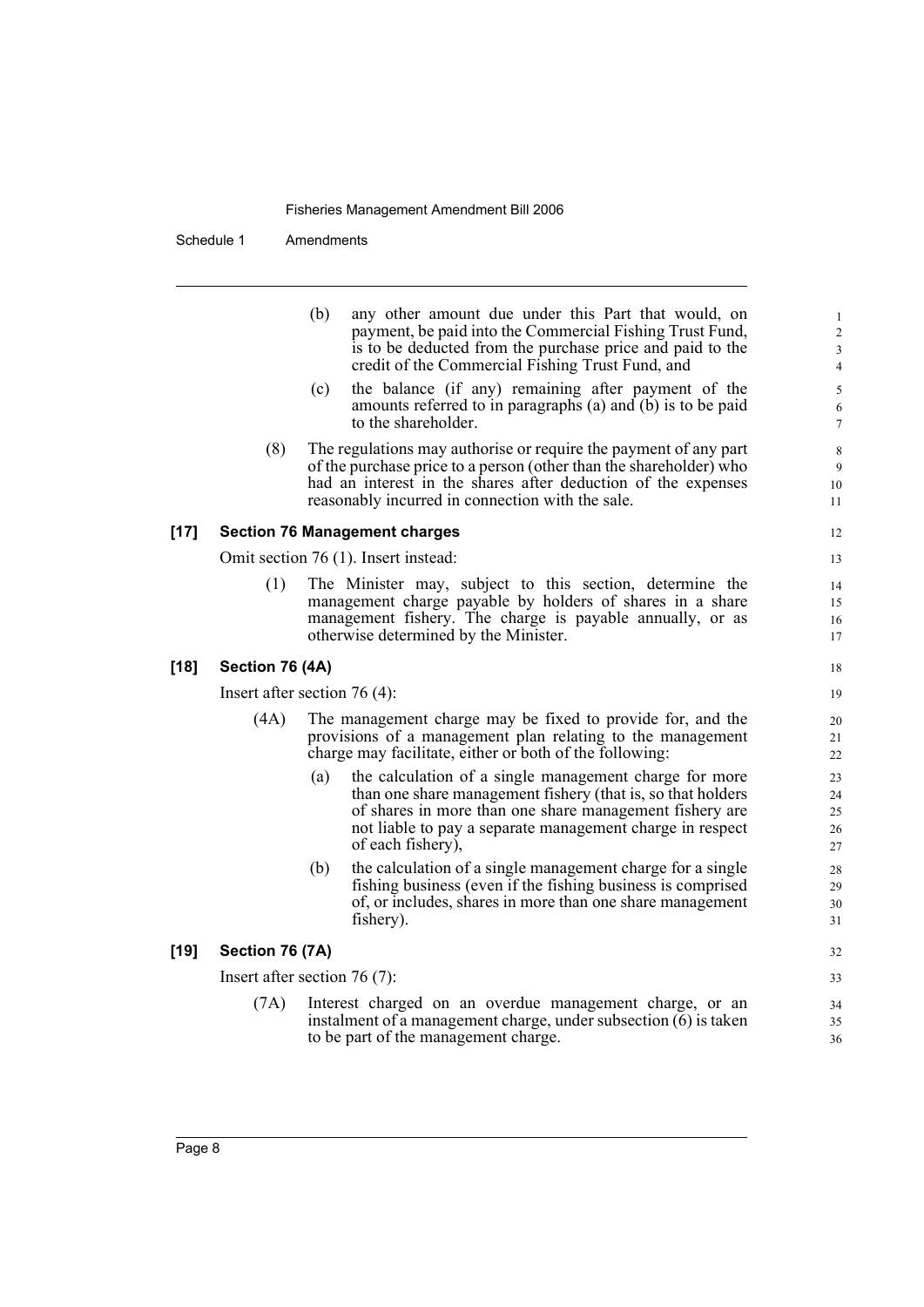(b) any other amount due under this Part that would, on payment, be paid into the Commercial Fishing Trust Fund, is to be deducted from the purchase price and paid to the credit of the Commercial Fishing Trust Fund, and

(c) the balance (if any) remaining after payment of the amounts referred to in paragraphs (a) and (b) is to be paid to the shareholder.

(8) The regulations may authorise or require the payment of any part of the purchase price to a person (other than the shareholder) who had an interest in the shares after deduction of the expenses reasonably incurred in connection with the sale.

### [17] Section 76 Management charges

Omit section 76 (1). Insert instead:

(1) The Minister may, subject to this section, determine the management charge payable by holders of shares in a share management fishery. The charge is payable annually, or as otherwise determined by the Minister.

### [18] Section 76 (4A)

Insert after section 76 (4):

(4A) The management charge may be fixed to provide for, and the provisions of a management plan relating to the management charge may facilitate, either or both of the following:

(a) the calculation of a single management charge for more than one share management fishery (that is, so that holders of shares in more than one share management fishery are not liable to pay a separate management charge in respect of each fishery),

(b) the calculation of a single management charge for a single fishing business (even if the fishing business is comprised of, or includes, shares in more than one share management fishery).

### [19] Section 76 (7A)

Insert after section 76 (7):

(7A) Interest charged on an overdue management charge, or an instalment of a management charge, under subsection (6) is taken to be part of the management charge.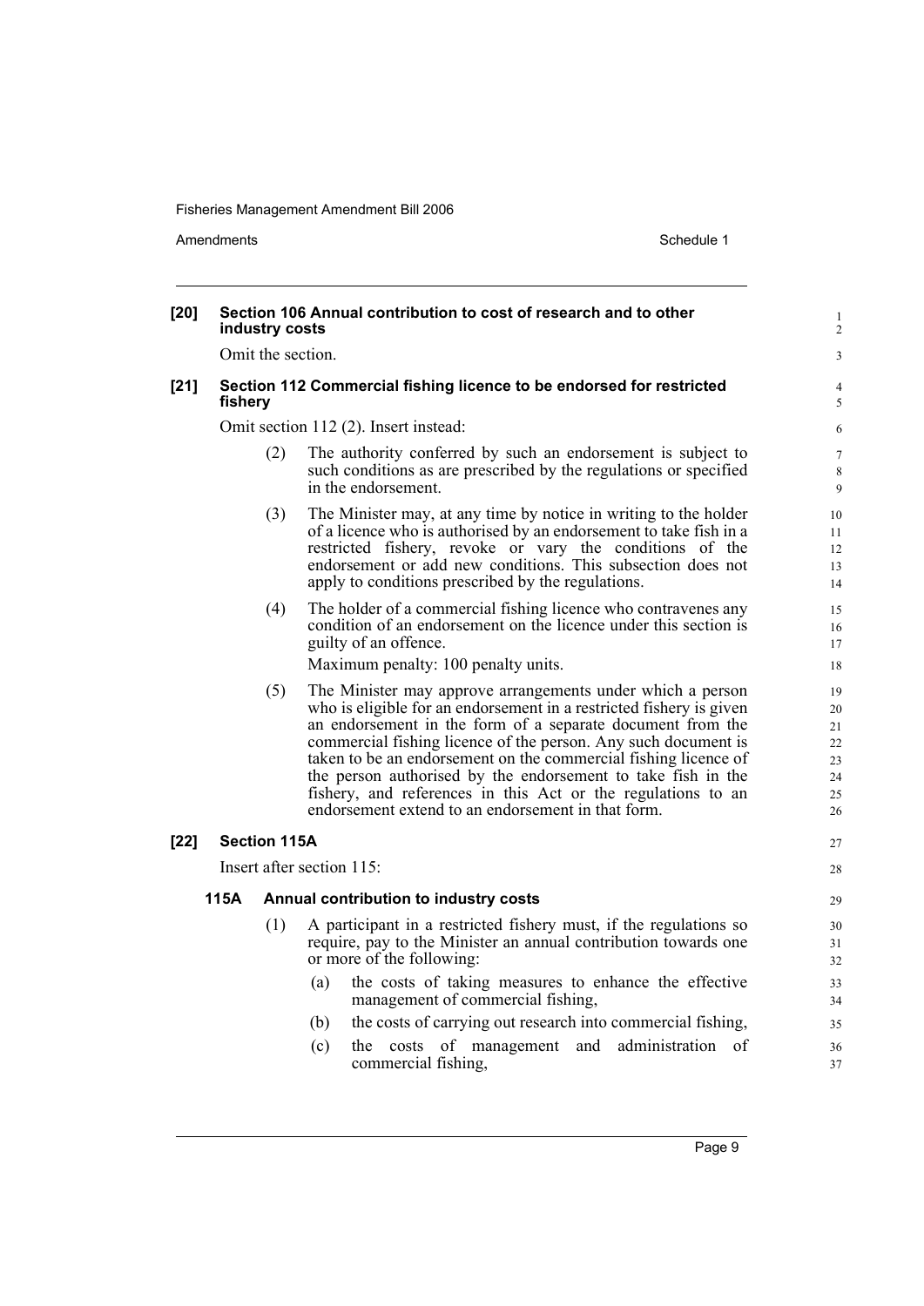**[20] Section 106 Annual contribution to cost of research and to other industry costs**

Omit the section.

**[21] Section 112 Commercial fishing licence to be endorsed for restricted fishery**

Omit section 112 (2). Insert instead:

(2) The authority conferred by such an endorsement is subject to such conditions as are prescribed by the regulations or specified in the endorsement.

(3) The Minister may, at any time by notice in writing to the holder of a licence who is authorised by an endorsement to take fish in a restricted fishery, revoke or vary the conditions of the endorsement or add new conditions. This subsection does not apply to conditions prescribed by the regulations.

(4) The holder of a commercial fishing licence who contravenes any condition of an endorsement on the licence under this section is guilty of an offence.

Maximum penalty: 100 penalty units.

(5) The Minister may approve arrangements under which a person who is eligible for an endorsement in a restricted fishery is given an endorsement in the form of a separate document from the commercial fishing licence of the person. Any such document is taken to be an endorsement on the commercial fishing licence of the person authorised by the endorsement to take fish in the fishery, and references in this Act or the regulations to an endorsement extend to an endorsement in that form.

**[22] Section 115A**

Insert after section 115:

**115A Annual contribution to industry costs**

(1) A participant in a restricted fishery must, if the regulations so require, pay to the Minister an annual contribution towards one or more of the following:

(a) the costs of taking measures to enhance the effective management of commercial fishing,

(b) the costs of carrying out research into commercial fishing,

(c) the costs of management and administration of commercial fishing,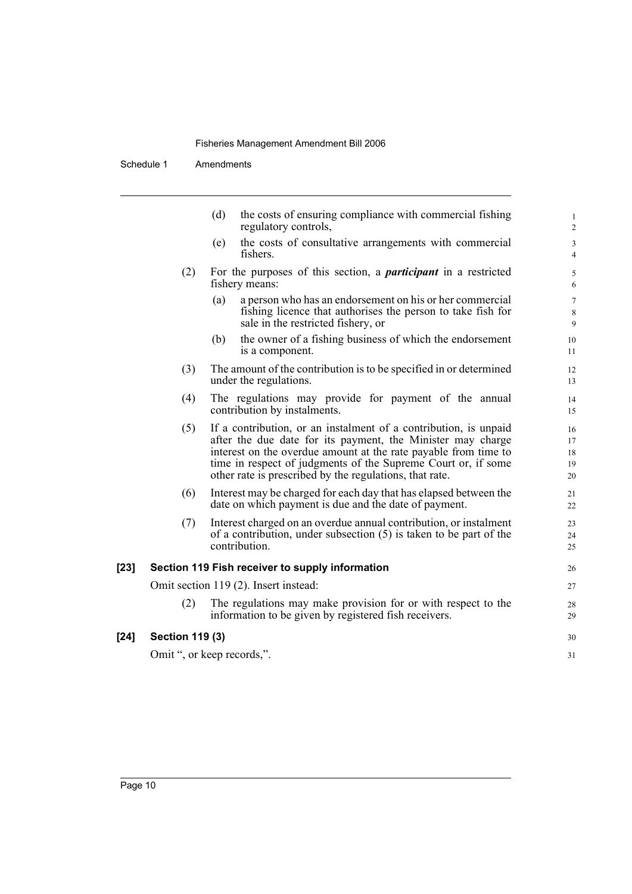(d) the costs of ensuring compliance with commercial fishing regulatory controls,

(e) the costs of consultative arrangements with commercial fishers.

(2) For the purposes of this section, a ***participant*** in a restricted fishery means:

(a) a person who has an endorsement on his or her commercial fishing licence that authorises the person to take fish for sale in the restricted fishery, or

(b) the owner of a fishing business of which the endorsement is a component.

(3) The amount of the contribution is to be specified in or determined under the regulations.

(4) The regulations may provide for payment of the annual contribution by instalments.

(5) If a contribution, or an instalment of a contribution, is unpaid after the due date for its payment, the Minister may charge interest on the overdue amount at the rate payable from time to time in respect of judgments of the Supreme Court or, if some other rate is prescribed by the regulations, that rate.

(6) Interest may be charged for each day that has elapsed between the date on which payment is due and the date of payment.

(7) Interest charged on an overdue annual contribution, or instalment of a contribution, under subsection (5) is taken to be part of the contribution.

**[23] Section 119 Fish receiver to supply information**

Omit section 119 (2). Insert instead:

(2) The regulations may make provision for or with respect to the information to be given by registered fish receivers.

**[24] Section 119 (3)**

Omit ", or keep records,".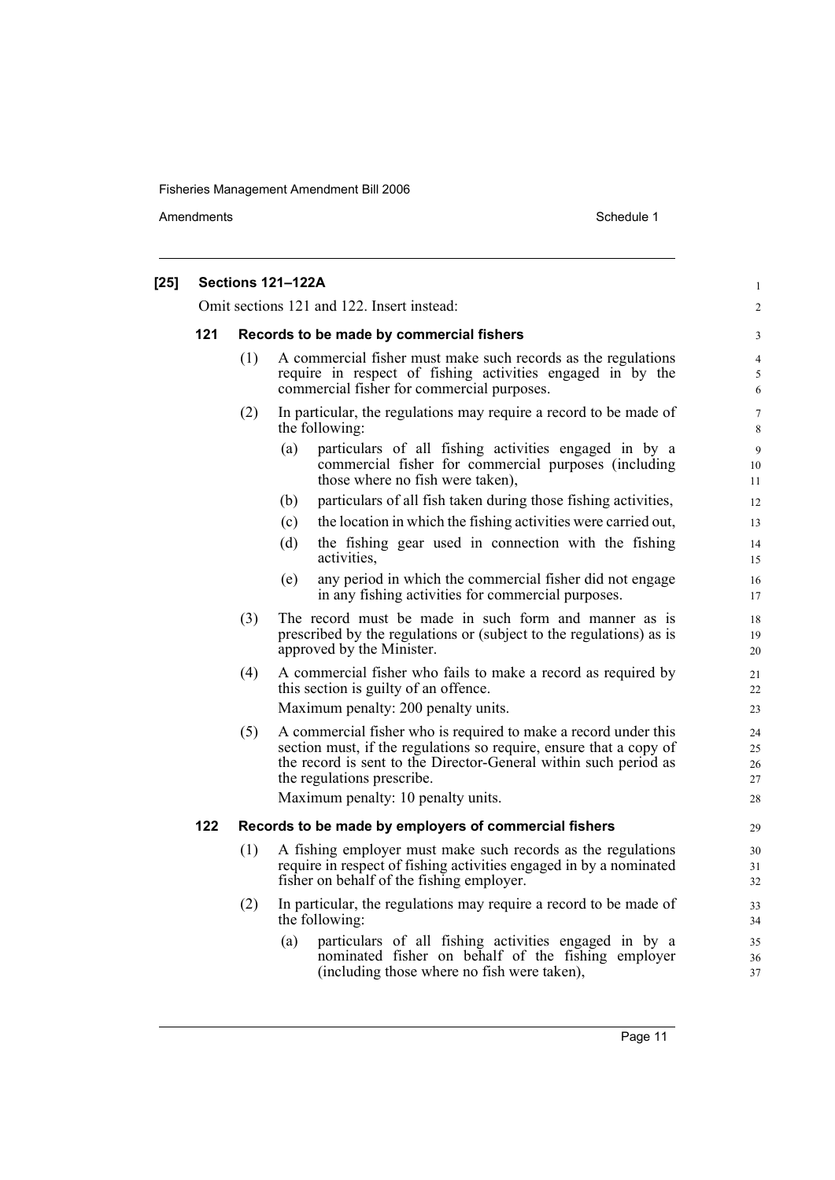**[25] Sections 121–122A**

Omit sections 121 and 122. Insert instead:

**121 Records to be made by commercial fishers**

(1) A commercial fisher must make such records as the regulations require in respect of fishing activities engaged in by the commercial fisher for commercial purposes.

(2) In particular, the regulations may require a record to be made of the following:

(a) particulars of all fishing activities engaged in by a commercial fisher for commercial purposes (including those where no fish were taken),

(b) particulars of all fish taken during those fishing activities,

(c) the location in which the fishing activities were carried out,

(d) the fishing gear used in connection with the fishing activities,

(e) any period in which the commercial fisher did not engage in any fishing activities for commercial purposes.

(3) The record must be made in such form and manner as is prescribed by the regulations or (subject to the regulations) as is approved by the Minister.

(4) A commercial fisher who fails to make a record as required by this section is guilty of an offence.

Maximum penalty: 200 penalty units.

(5) A commercial fisher who is required to make a record under this section must, if the regulations so require, ensure that a copy of the record is sent to the Director-General within such period as the regulations prescribe.

Maximum penalty: 10 penalty units.

**122 Records to be made by employers of commercial fishers**

(1) A fishing employer must make such records as the regulations require in respect of fishing activities engaged in by a nominated fisher on behalf of the fishing employer.

(2) In particular, the regulations may require a record to be made of the following:

(a) particulars of all fishing activities engaged in by a nominated fisher on behalf of the fishing employer (including those where no fish were taken),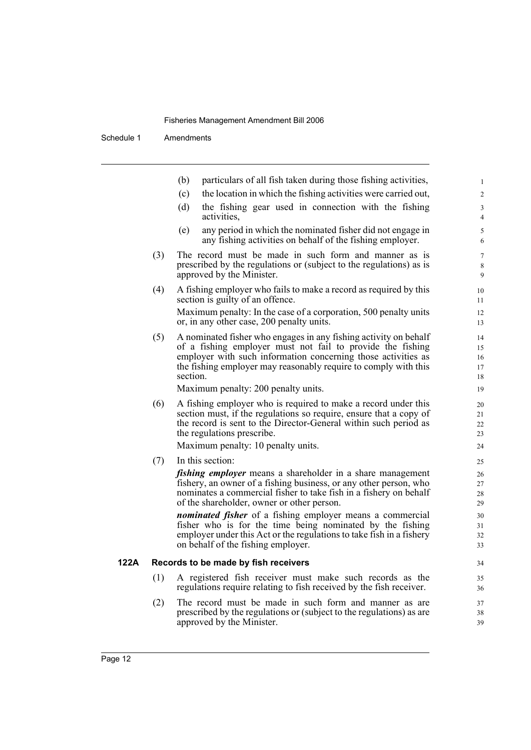(b) particulars of all fish taken during those fishing activities,

(c) the location in which the fishing activities were carried out,

(d) the fishing gear used in connection with the fishing activities,

(e) any period in which the nominated fisher did not engage in any fishing activities on behalf of the fishing employer.

(3) The record must be made in such form and manner as is prescribed by the regulations or (subject to the regulations) as is approved by the Minister.

(4) A fishing employer who fails to make a record as required by this section is guilty of an offence.

Maximum penalty: In the case of a corporation, 500 penalty units or, in any other case, 200 penalty units.

(5) A nominated fisher who engages in any fishing activity on behalf of a fishing employer must not fail to provide the fishing employer with such information concerning those activities as the fishing employer may reasonably require to comply with this section.

Maximum penalty: 200 penalty units.

(6) A fishing employer who is required to make a record under this section must, if the regulations so require, ensure that a copy of the record is sent to the Director-General within such period as the regulations prescribe.

Maximum penalty: 10 penalty units.

(7) In this section:

***fishing employer*** means a shareholder in a share management fishery, an owner of a fishing business, or any other person, who nominates a commercial fisher to take fish in a fishery on behalf of the shareholder, owner or other person.

***nominated fisher*** of a fishing employer means a commercial fisher who is for the time being nominated by the fishing employer under this Act or the regulations to take fish in a fishery on behalf of the fishing employer.

### 122A Records to be made by fish receivers

(1) A registered fish receiver must make such records as the regulations require relating to fish received by the fish receiver.

(2) The record must be made in such form and manner as are prescribed by the regulations or (subject to the regulations) as are approved by the Minister.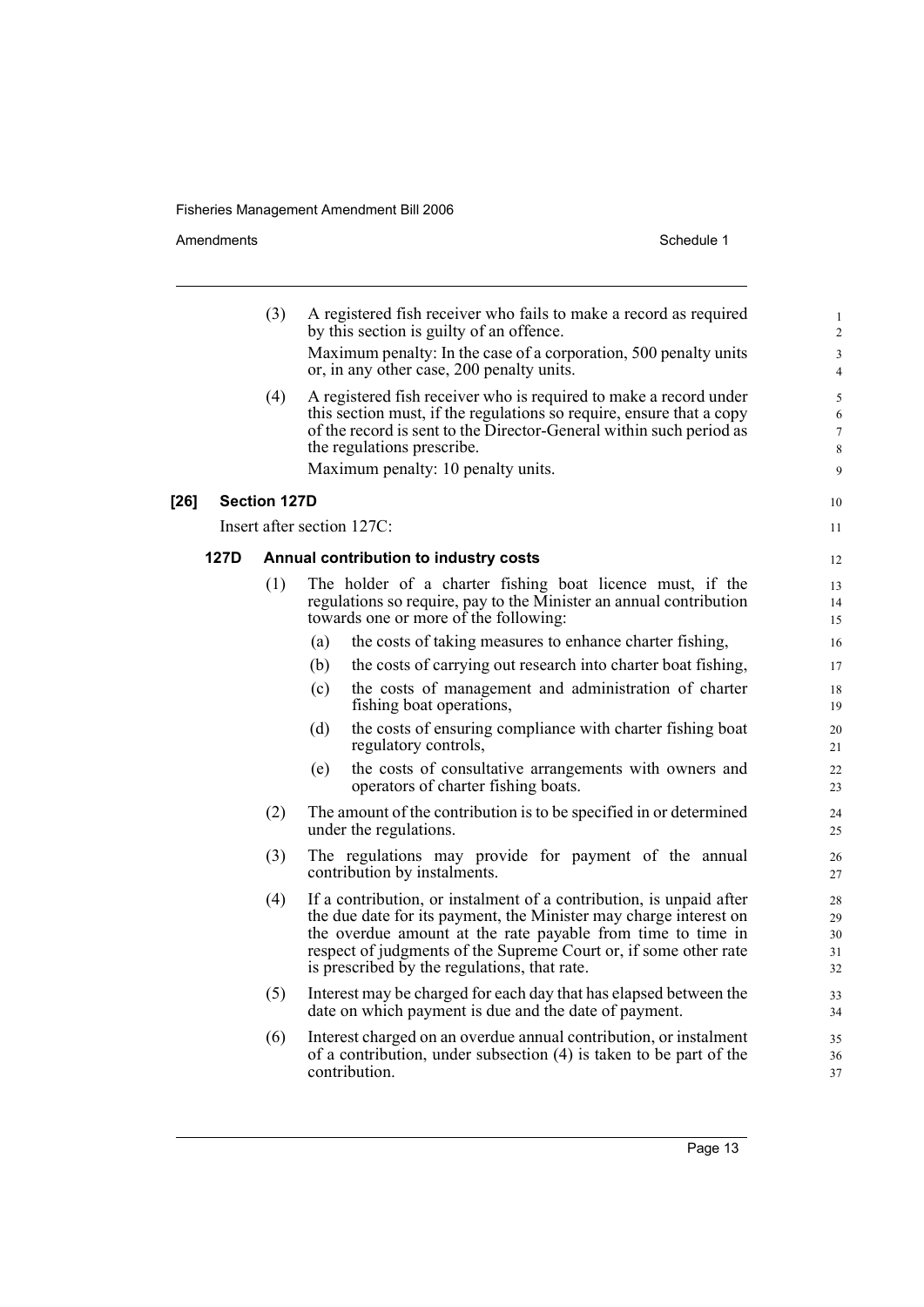(3) A registered fish receiver who fails to make a record as required by this section is guilty of an offence.

Maximum penalty: In the case of a corporation, 500 penalty units or, in any other case, 200 penalty units.

(4) A registered fish receiver who is required to make a record under this section must, if the regulations so require, ensure that a copy of the record is sent to the Director-General within such period as the regulations prescribe.

Maximum penalty: 10 penalty units.

**[26] Section 127D**

Insert after section 127C:

**127D Annual contribution to industry costs**

(1) The holder of a charter fishing boat licence must, if the regulations so require, pay to the Minister an annual contribution towards one or more of the following:

(a) the costs of taking measures to enhance charter fishing,

(b) the costs of carrying out research into charter boat fishing,

(c) the costs of management and administration of charter fishing boat operations,

(d) the costs of ensuring compliance with charter fishing boat regulatory controls,

(e) the costs of consultative arrangements with owners and operators of charter fishing boats.

(2) The amount of the contribution is to be specified in or determined under the regulations.

(3) The regulations may provide for payment of the annual contribution by instalments.

(4) If a contribution, or instalment of a contribution, is unpaid after the due date for its payment, the Minister may charge interest on the overdue amount at the rate payable from time to time in respect of judgments of the Supreme Court or, if some other rate is prescribed by the regulations, that rate.

(5) Interest may be charged for each day that has elapsed between the date on which payment is due and the date of payment.

(6) Interest charged on an overdue annual contribution, or instalment of a contribution, under subsection (4) is taken to be part of the contribution.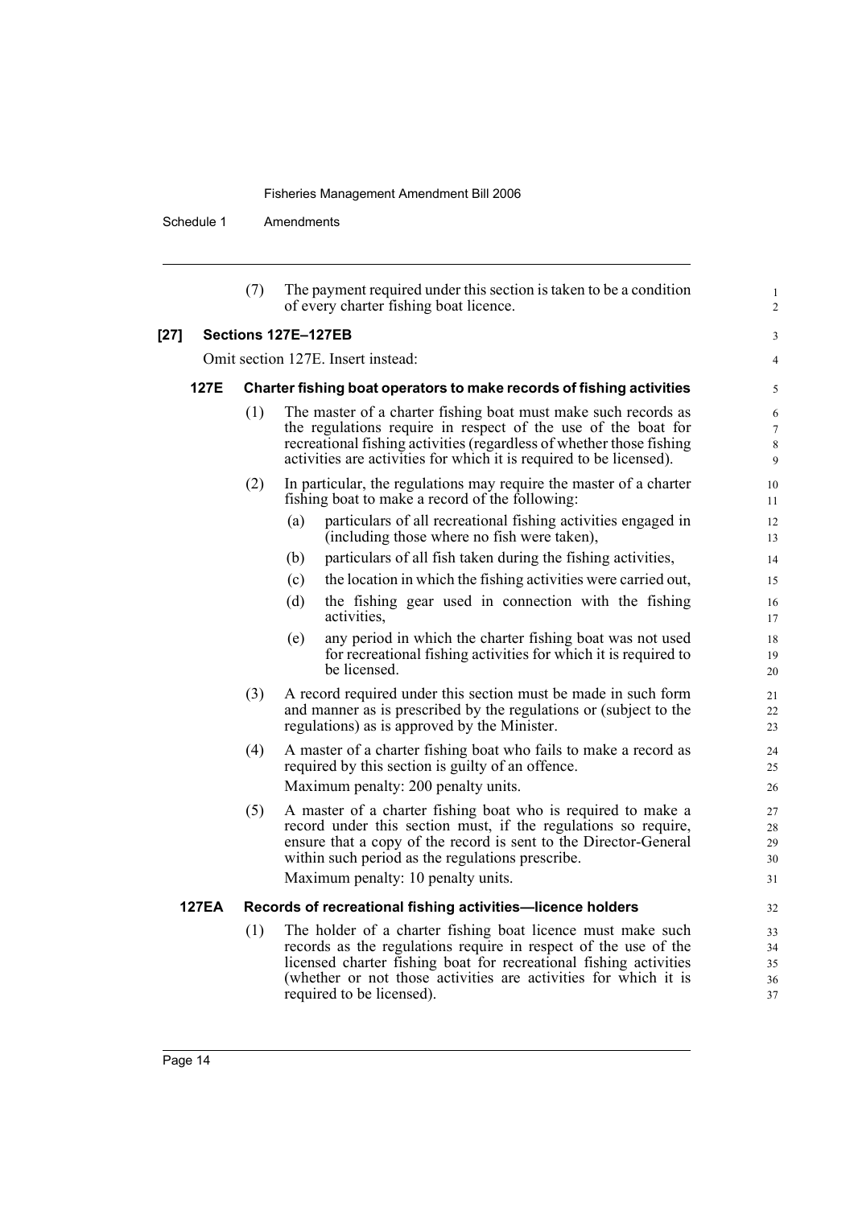(7) The payment required under this section is taken to be a condition of every charter fishing boat licence.

**[27] Sections 127E–127EB**

Omit section 127E. Insert instead:

**127E Charter fishing boat operators to make records of fishing activities**

(1) The master of a charter fishing boat must make such records as the regulations require in respect of the use of the boat for recreational fishing activities (regardless of whether those fishing activities are activities for which it is required to be licensed).

(2) In particular, the regulations may require the master of a charter fishing boat to make a record of the following:

(a) particulars of all recreational fishing activities engaged in (including those where no fish were taken),

(b) particulars of all fish taken during the fishing activities,

(c) the location in which the fishing activities were carried out,

(d) the fishing gear used in connection with the fishing activities,

(e) any period in which the charter fishing boat was not used for recreational fishing activities for which it is required to be licensed.

(3) A record required under this section must be made in such form and manner as is prescribed by the regulations or (subject to the regulations) as is approved by the Minister.

(4) A master of a charter fishing boat who fails to make a record as required by this section is guilty of an offence.

Maximum penalty: 200 penalty units.

(5) A master of a charter fishing boat who is required to make a record under this section must, if the regulations so require, ensure that a copy of the record is sent to the Director-General within such period as the regulations prescribe.

Maximum penalty: 10 penalty units.

**127EA Records of recreational fishing activities—licence holders**

(1) The holder of a charter fishing boat licence must make such records as the regulations require in respect of the use of the licensed charter fishing boat for recreational fishing activities (whether or not those activities are activities for which it is required to be licensed).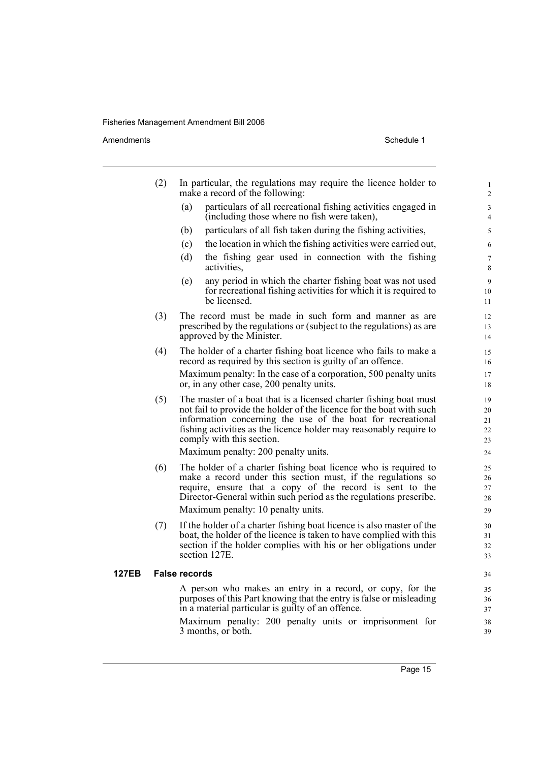(2) In particular, the regulations may require the licence holder to make a record of the following:

   (a) particulars of all recreational fishing activities engaged in (including those where no fish were taken),

   (b) particulars of all fish taken during the fishing activities,

   (c) the location in which the fishing activities were carried out,

   (d) the fishing gear used in connection with the fishing activities,

   (e) any period in which the charter fishing boat was not used for recreational fishing activities for which it is required to be licensed.

(3) The record must be made in such form and manner as are prescribed by the regulations or (subject to the regulations) as are approved by the Minister.

(4) The holder of a charter fishing boat licence who fails to make a record as required by this section is guilty of an offence.

   Maximum penalty: In the case of a corporation, 500 penalty units or, in any other case, 200 penalty units.

(5) The master of a boat that is a licensed charter fishing boat must not fail to provide the holder of the licence for the boat with such information concerning the use of the boat for recreational fishing activities as the licence holder may reasonably require to comply with this section.

   Maximum penalty: 200 penalty units.

(6) The holder of a charter fishing boat licence who is required to make a record under this section must, if the regulations so require, ensure that a copy of the record is sent to the Director-General within such period as the regulations prescribe.

   Maximum penalty: 10 penalty units.

(7) If the holder of a charter fishing boat licence is also master of the boat, the holder of the licence is taken to have complied with this section if the holder complies with his or her obligations under section 127E.

**127EB False records**

A person who makes an entry in a record, or copy, for the purposes of this Part knowing that the entry is false or misleading in a material particular is guilty of an offence.

Maximum penalty: 200 penalty units or imprisonment for 3 months, or both.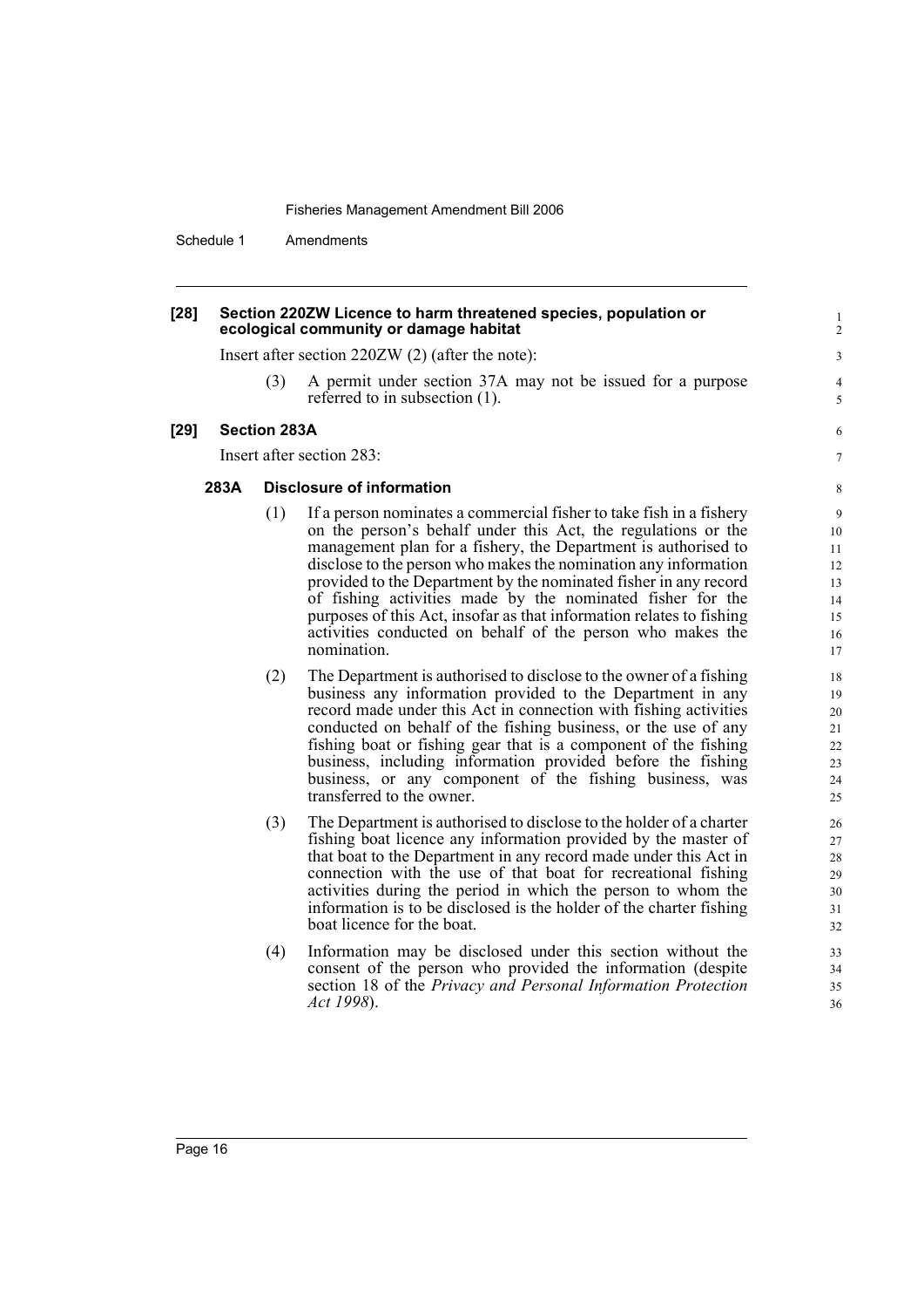**[28] Section 220ZW Licence to harm threatened species, population or ecological community or damage habitat**

Insert after section 220ZW (2) (after the note):

(3) A permit under section 37A may not be issued for a purpose referred to in subsection (1).

**[29] Section 283A**

Insert after section 283:

**283A Disclosure of information**

(1) If a person nominates a commercial fisher to take fish in a fishery on the person's behalf under this Act, the regulations or the management plan for a fishery, the Department is authorised to disclose to the person who makes the nomination any information provided to the Department by the nominated fisher in any record of fishing activities made by the nominated fisher for the purposes of this Act, insofar as that information relates to fishing activities conducted on behalf of the person who makes the nomination.

(2) The Department is authorised to disclose to the owner of a fishing business any information provided to the Department in any record made under this Act in connection with fishing activities conducted on behalf of the fishing business, or the use of any fishing boat or fishing gear that is a component of the fishing business, including information provided before the fishing business, or any component of the fishing business, was transferred to the owner.

(3) The Department is authorised to disclose to the holder of a charter fishing boat licence any information provided by the master of that boat to the Department in any record made under this Act in connection with the use of that boat for recreational fishing activities during the period in which the person to whom the information is to be disclosed is the holder of the charter fishing boat licence for the boat.

(4) Information may be disclosed under this section without the consent of the person who provided the information (despite section 18 of the *Privacy and Personal Information Protection Act 1998*).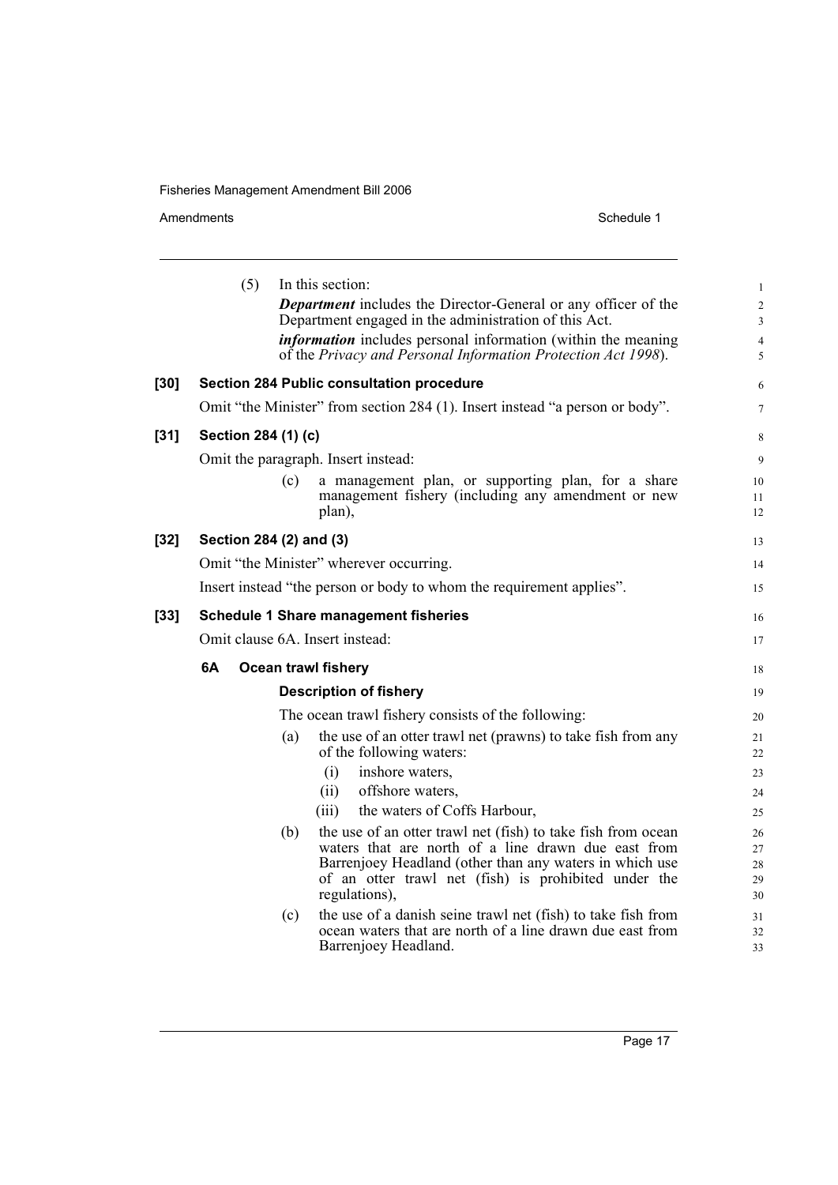(5) In this section:

***Department*** includes the Director-General or any officer of the Department engaged in the administration of this Act.

***information*** includes personal information (within the meaning of the *Privacy and Personal Information Protection Act 1998*).

**[30] Section 284 Public consultation procedure**

Omit "the Minister" from section 284 (1). Insert instead "a person or body".

**[31] Section 284 (1) (c)**

Omit the paragraph. Insert instead:

(c) a management plan, or supporting plan, for a share management fishery (including any amendment or new plan),

**[32] Section 284 (2) and (3)**

Omit "the Minister" wherever occurring.

Insert instead "the person or body to whom the requirement applies".

**[33] Schedule 1 Share management fisheries**

Omit clause 6A. Insert instead:

**6A Ocean trawl fishery**

**Description of fishery**

The ocean trawl fishery consists of the following:

(a) the use of an otter trawl net (prawns) to take fish from any of the following waters:

(i) inshore waters,

(ii) offshore waters,

(iii) the waters of Coffs Harbour,

(b) the use of an otter trawl net (fish) to take fish from ocean waters that are north of a line drawn due east from Barrenjoey Headland (other than any waters in which use of an otter trawl net (fish) is prohibited under the regulations),

(c) the use of a danish seine trawl net (fish) to take fish from ocean waters that are north of a line drawn due east from Barrenjoey Headland.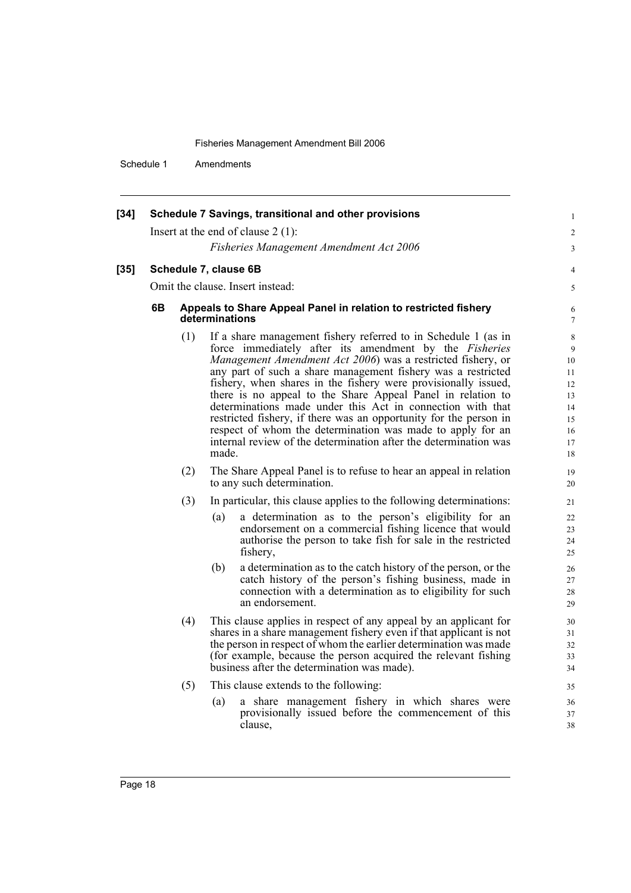**[34] Schedule 7 Savings, transitional and other provisions**

Insert at the end of clause 2 (1):

*Fisheries Management Amendment Act 2006*

**[35] Schedule 7, clause 6B**

Omit the clause. Insert instead:

**6B Appeals to Share Appeal Panel in relation to restricted fishery determinations**

(1) If a share management fishery referred to in Schedule 1 (as in force immediately after its amendment by the *Fisheries Management Amendment Act 2006*) was a restricted fishery, or any part of such a share management fishery was a restricted fishery, when shares in the fishery were provisionally issued, there is no appeal to the Share Appeal Panel in relation to determinations made under this Act in connection with that restricted fishery, if there was an opportunity for the person in respect of whom the determination was made to apply for an internal review of the determination after the determination was made.

(2) The Share Appeal Panel is to refuse to hear an appeal in relation to any such determination.

(3) In particular, this clause applies to the following determinations:

(a) a determination as to the person's eligibility for an endorsement on a commercial fishing licence that would authorise the person to take fish for sale in the restricted fishery,

(b) a determination as to the catch history of the person, or the catch history of the person's fishing business, made in connection with a determination as to eligibility for such an endorsement.

(4) This clause applies in respect of any appeal by an applicant for shares in a share management fishery even if that applicant is not the person in respect of whom the earlier determination was made (for example, because the person acquired the relevant fishing business after the determination was made).

(5) This clause extends to the following:

(a) a share management fishery in which shares were provisionally issued before the commencement of this clause,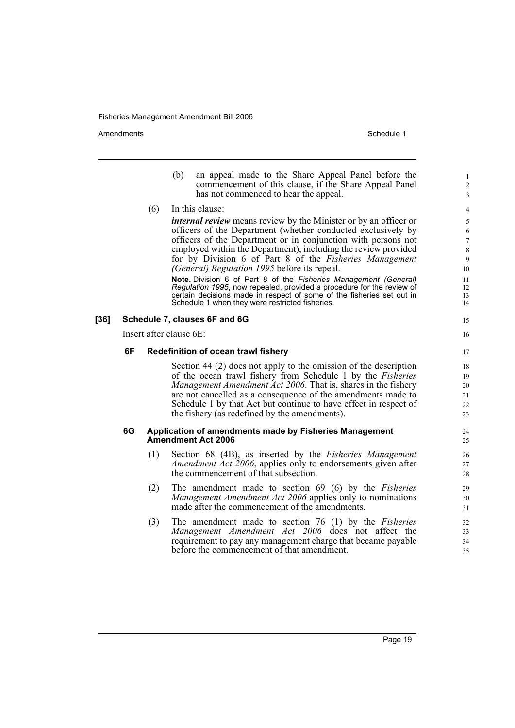(b) an appeal made to the Share Appeal Panel before the commencement of this clause, if the Share Appeal Panel has not commenced to hear the appeal.

(6) In this clause:

***internal review*** means review by the Minister or by an officer or officers of the Department (whether conducted exclusively by officers of the Department or in conjunction with persons not employed within the Department), including the review provided for by Division 6 of Part 8 of the *Fisheries Management (General) Regulation 1995* before its repeal.

**Note.** Division 6 of Part 8 of the *Fisheries Management (General) Regulation 1995*, now repealed, provided a procedure for the review of certain decisions made in respect of some of the fisheries set out in Schedule 1 when they were restricted fisheries.

### [36] Schedule 7, clauses 6F and 6G

Insert after clause 6E:

#### 6F Redefinition of ocean trawl fishery

Section 44 (2) does not apply to the omission of the description of the ocean trawl fishery from Schedule 1 by the *Fisheries Management Amendment Act 2006*. That is, shares in the fishery are not cancelled as a consequence of the amendments made to Schedule 1 by that Act but continue to have effect in respect of the fishery (as redefined by the amendments).

#### 6G Application of amendments made by Fisheries Management Amendment Act 2006

(1) Section 68 (4B), as inserted by the *Fisheries Management Amendment Act 2006*, applies only to endorsements given after the commencement of that subsection.

(2) The amendment made to section 69 (6) by the *Fisheries Management Amendment Act 2006* applies only to nominations made after the commencement of the amendments.

(3) The amendment made to section 76 (1) by the *Fisheries Management Amendment Act 2006* does not affect the requirement to pay any management charge that became payable before the commencement of that amendment.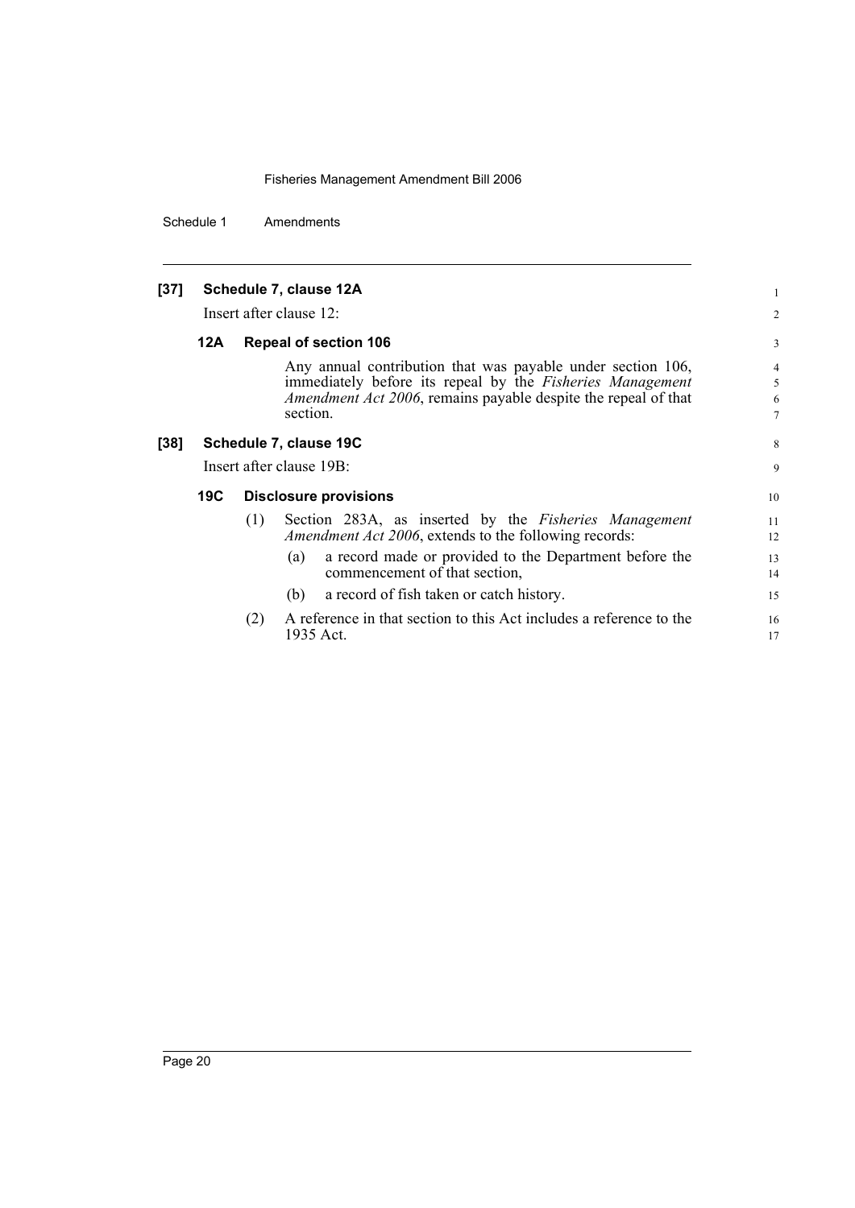**[37] Schedule 7, clause 12A**

Insert after clause 12:

**12A Repeal of section 106**

Any annual contribution that was payable under section 106, immediately before its repeal by the *Fisheries Management Amendment Act 2006*, remains payable despite the repeal of that section.

**[38] Schedule 7, clause 19C**

Insert after clause 19B:

**19C Disclosure provisions**

(1) Section 283A, as inserted by the *Fisheries Management Amendment Act 2006*, extends to the following records:

(a) a record made or provided to the Department before the commencement of that section,

(b) a record of fish taken or catch history.

(2) A reference in that section to this Act includes a reference to the 1935 Act.